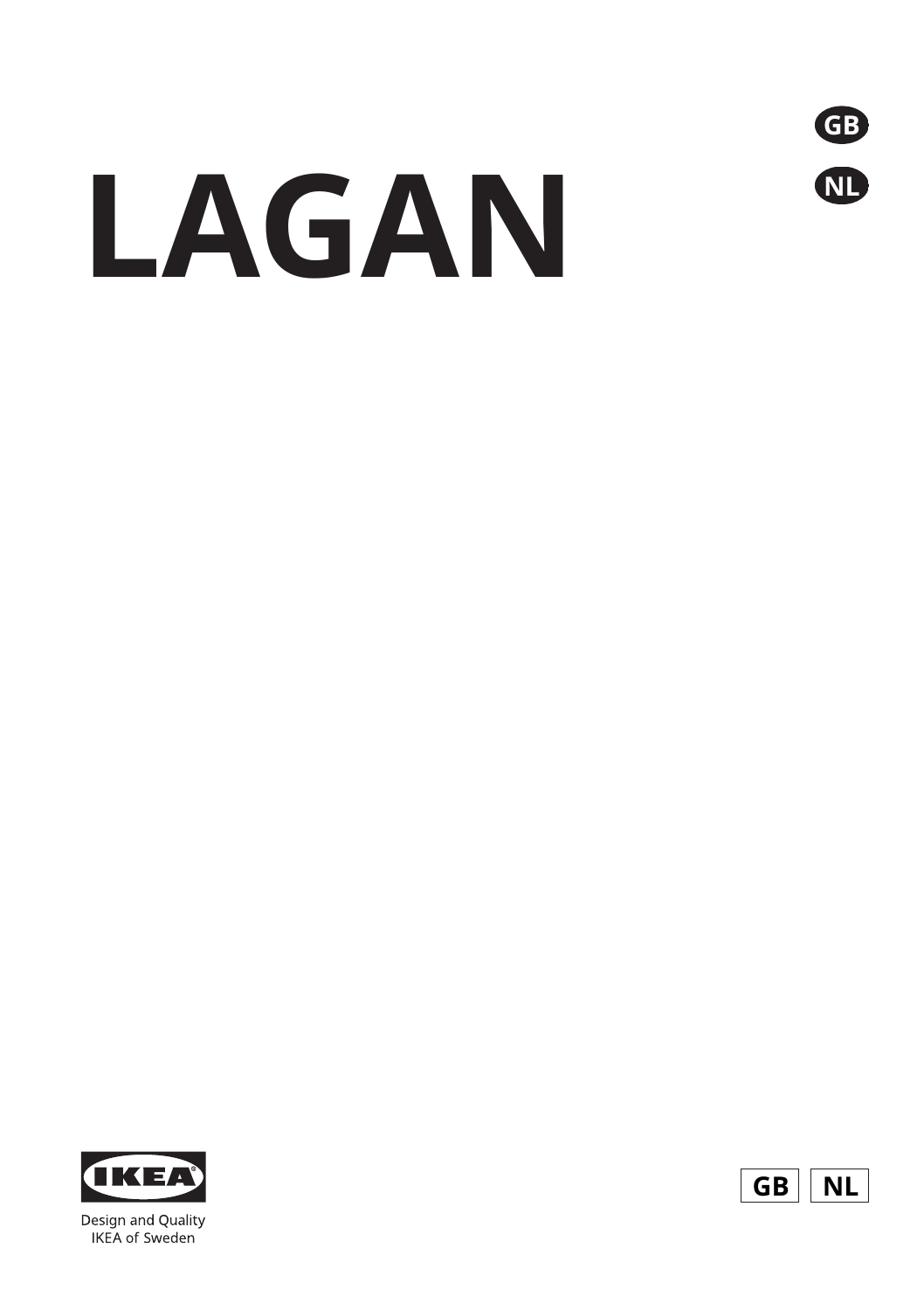GB

NL

# LAGAN

IKEA

Design and Quality
IKEA of Sweden

GB NL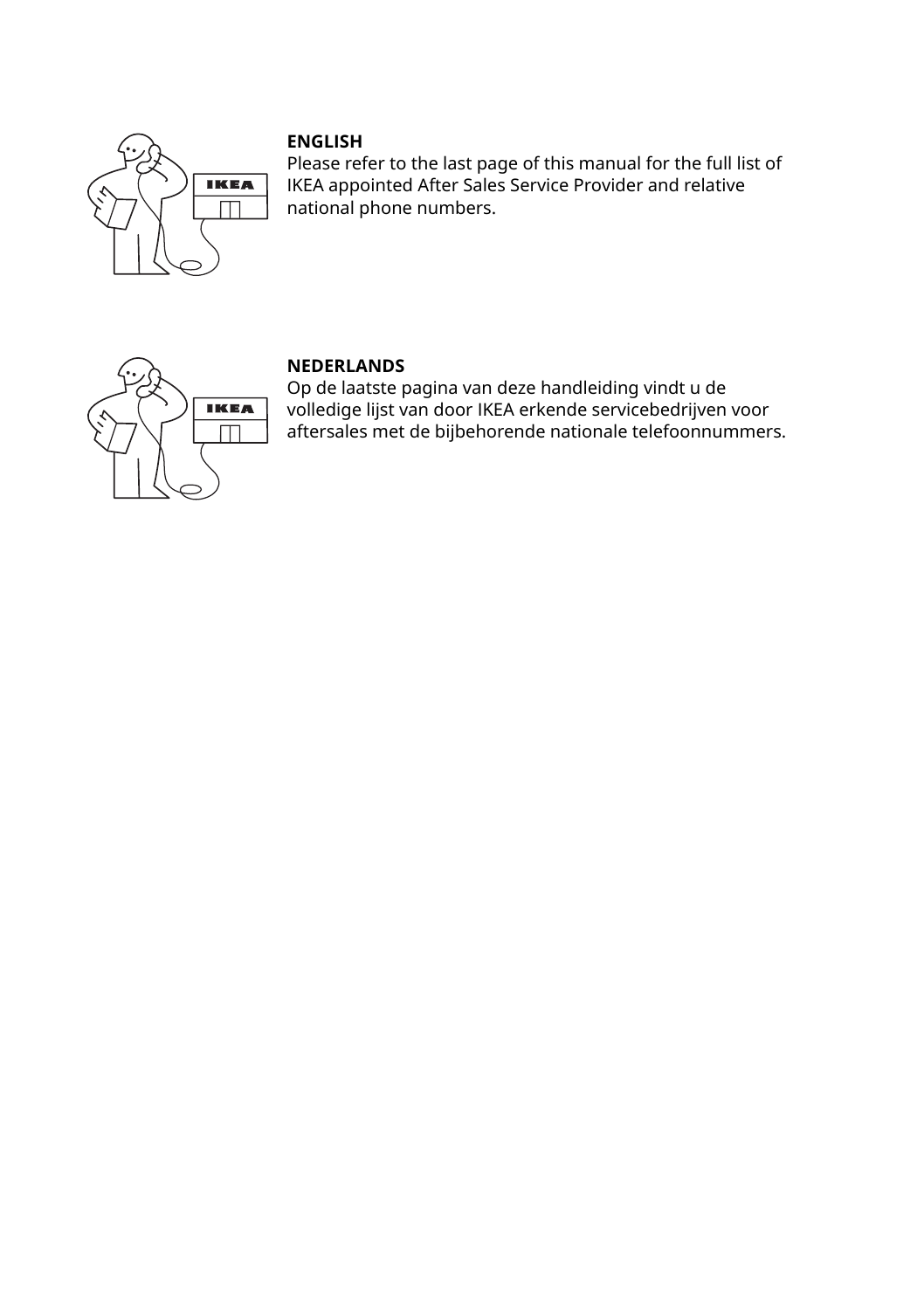**ENGLISH**

Please refer to the last page of this manual for the full list of IKEA appointed After Sales Service Provider and relative national phone numbers.

**NEDERLANDS**

Op de laatste pagina van deze handleiding vindt u de volledige lijst van door IKEA erkende servicebedrijven voor aftersales met de bijbehorende nationale telefoonnummers.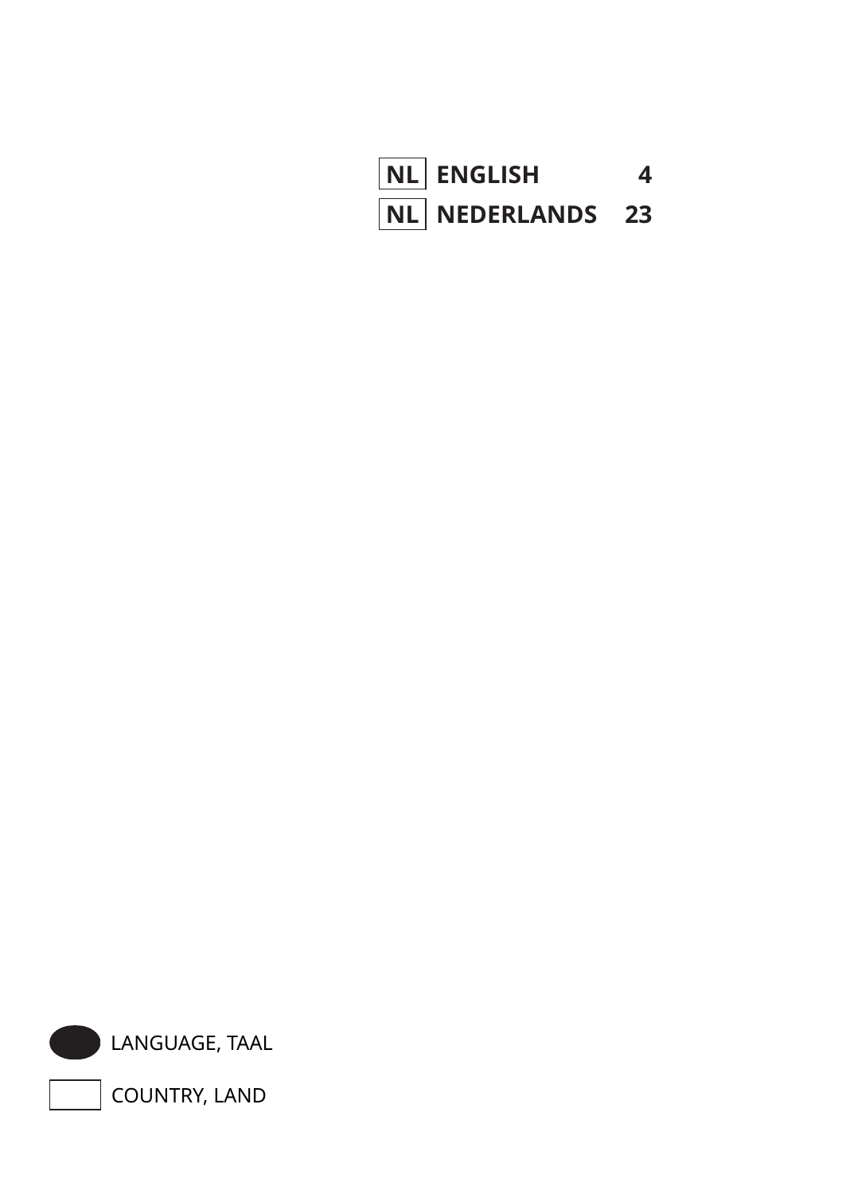| | | |
|---|---|---|
| NL | **ENGLISH** | **4** |
| NL | **NEDERLANDS** | **23** |

LANGUAGE, TAAL

COUNTRY, LAND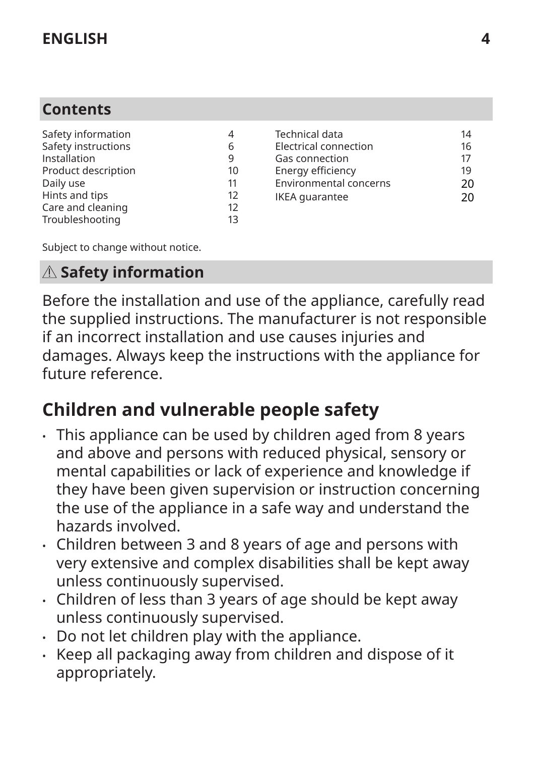## Contents

| | |
|---|---|
| Safety information | 4 |
| Safety instructions | 6 |
| Installation | 9 |
| Product description | 10 |
| Daily use | 11 |
| Hints and tips | 12 |
| Care and cleaning | 12 |
| Troubleshooting | 13 |
| Technical data | 14 |
| Electrical connection | 16 |
| Gas connection | 17 |
| Energy efficiency | 19 |
| Environmental concerns | 20 |
| IKEA guarantee | 20 |

Subject to change without notice.

## ⚠ Safety information

Before the installation and use of the appliance, carefully read the supplied instructions. The manufacturer is not responsible if an incorrect installation and use causes injuries and damages. Always keep the instructions with the appliance for future reference.

### Children and vulnerable people safety

- This appliance can be used by children aged from 8 years and above and persons with reduced physical, sensory or mental capabilities or lack of experience and knowledge if they have been given supervision or instruction concerning the use of the appliance in a safe way and understand the hazards involved.
- Children between 3 and 8 years of age and persons with very extensive and complex disabilities shall be kept away unless continuously supervised.
- Children of less than 3 years of age should be kept away unless continuously supervised.
- Do not let children play with the appliance.
- Keep all packaging away from children and dispose of it appropriately.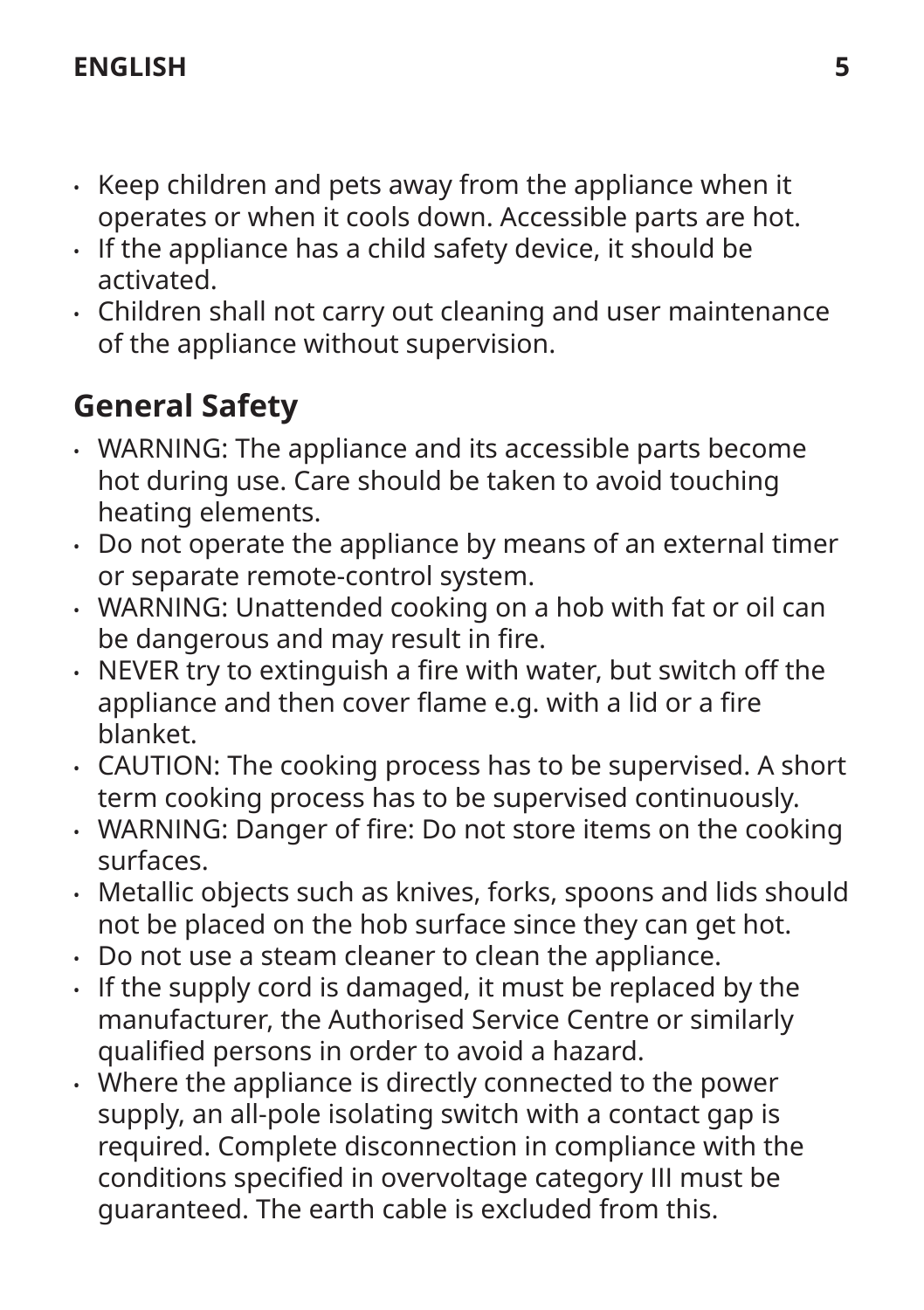- Keep children and pets away from the appliance when it operates or when it cools down. Accessible parts are hot.
- If the appliance has a child safety device, it should be activated.
- Children shall not carry out cleaning and user maintenance of the appliance without supervision.

## General Safety

- WARNING: The appliance and its accessible parts become hot during use. Care should be taken to avoid touching heating elements.
- Do not operate the appliance by means of an external timer or separate remote-control system.
- WARNING: Unattended cooking on a hob with fat or oil can be dangerous and may result in fire.
- NEVER try to extinguish a fire with water, but switch off the appliance and then cover flame e.g. with a lid or a fire blanket.
- CAUTION: The cooking process has to be supervised. A short term cooking process has to be supervised continuously.
- WARNING: Danger of fire: Do not store items on the cooking surfaces.
- Metallic objects such as knives, forks, spoons and lids should not be placed on the hob surface since they can get hot.
- Do not use a steam cleaner to clean the appliance.
- If the supply cord is damaged, it must be replaced by the manufacturer, the Authorised Service Centre or similarly qualified persons in order to avoid a hazard.
- Where the appliance is directly connected to the power supply, an all-pole isolating switch with a contact gap is required. Complete disconnection in compliance with the conditions specified in overvoltage category III must be guaranteed. The earth cable is excluded from this.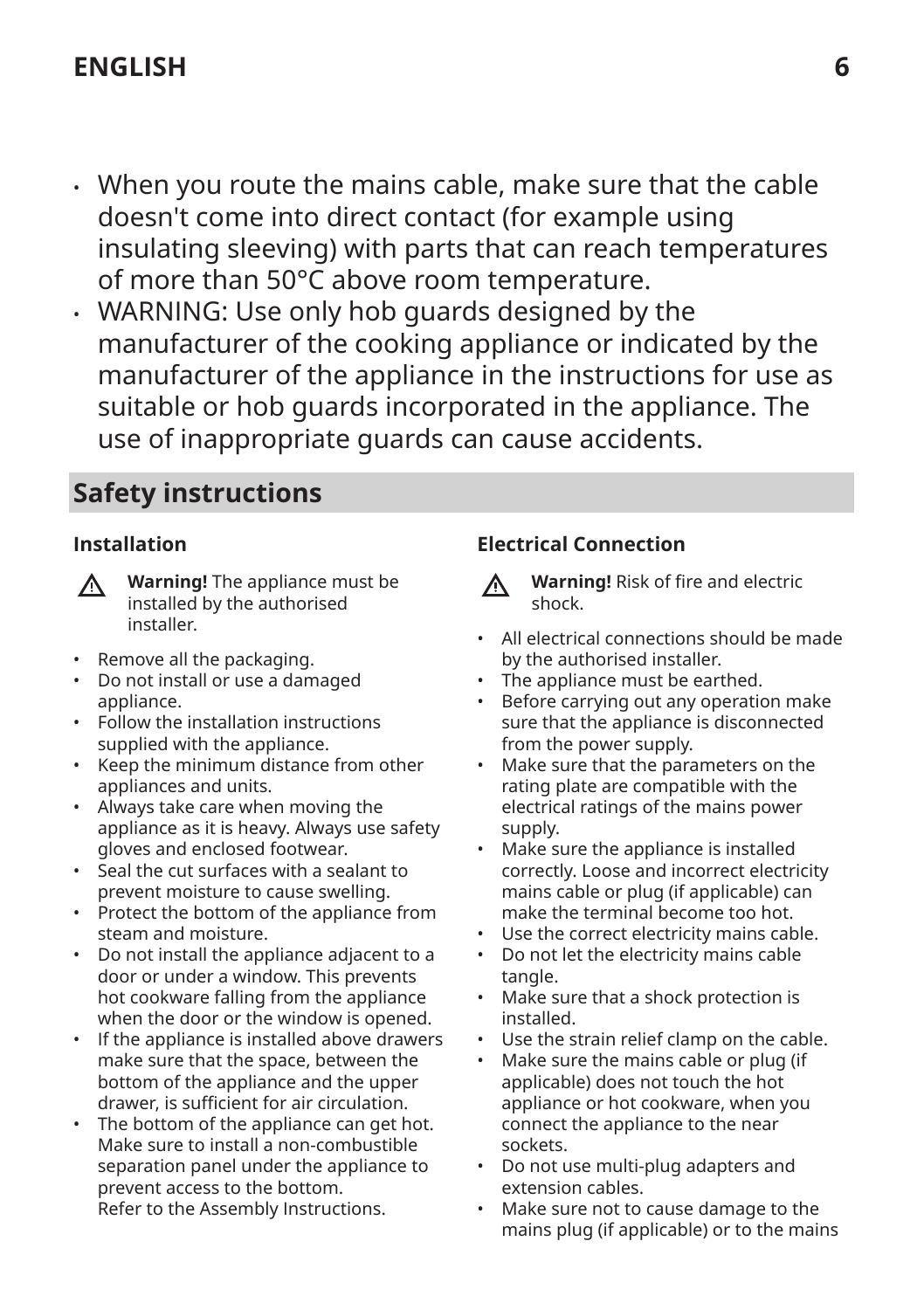- When you route the mains cable, make sure that the cable doesn't come into direct contact (for example using insulating sleeving) with parts that can reach temperatures of more than 50°C above room temperature.
- WARNING: Use only hob guards designed by the manufacturer of the cooking appliance or indicated by the manufacturer of the appliance in the instructions for use as suitable or hob guards incorporated in the appliance. The use of inappropriate guards can cause accidents.

## Safety instructions

### Installation

⚠ **Warning!** The appliance must be installed by the authorised installer.

- Remove all the packaging.
- Do not install or use a damaged appliance.
- Follow the installation instructions supplied with the appliance.
- Keep the minimum distance from other appliances and units.
- Always take care when moving the appliance as it is heavy. Always use safety gloves and enclosed footwear.
- Seal the cut surfaces with a sealant to prevent moisture to cause swelling.
- Protect the bottom of the appliance from steam and moisture.
- Do not install the appliance adjacent to a door or under a window. This prevents hot cookware falling from the appliance when the door or the window is opened.
- If the appliance is installed above drawers make sure that the space, between the bottom of the appliance and the upper drawer, is sufficient for air circulation.
- The bottom of the appliance can get hot. Make sure to install a non-combustible separation panel under the appliance to prevent access to the bottom.
  Refer to the Assembly Instructions.

### Electrical Connection

⚠ **Warning!** Risk of fire and electric shock.

- All electrical connections should be made by the authorised installer.
- The appliance must be earthed.
- Before carrying out any operation make sure that the appliance is disconnected from the power supply.
- Make sure that the parameters on the rating plate are compatible with the electrical ratings of the mains power supply.
- Make sure the appliance is installed correctly. Loose and incorrect electricity mains cable or plug (if applicable) can make the terminal become too hot.
- Use the correct electricity mains cable.
- Do not let the electricity mains cable tangle.
- Make sure that a shock protection is installed.
- Use the strain relief clamp on the cable.
- Make sure the mains cable or plug (if applicable) does not touch the hot appliance or hot cookware, when you connect the appliance to the near sockets.
- Do not use multi-plug adapters and extension cables.
- Make sure not to cause damage to the mains plug (if applicable) or to the mains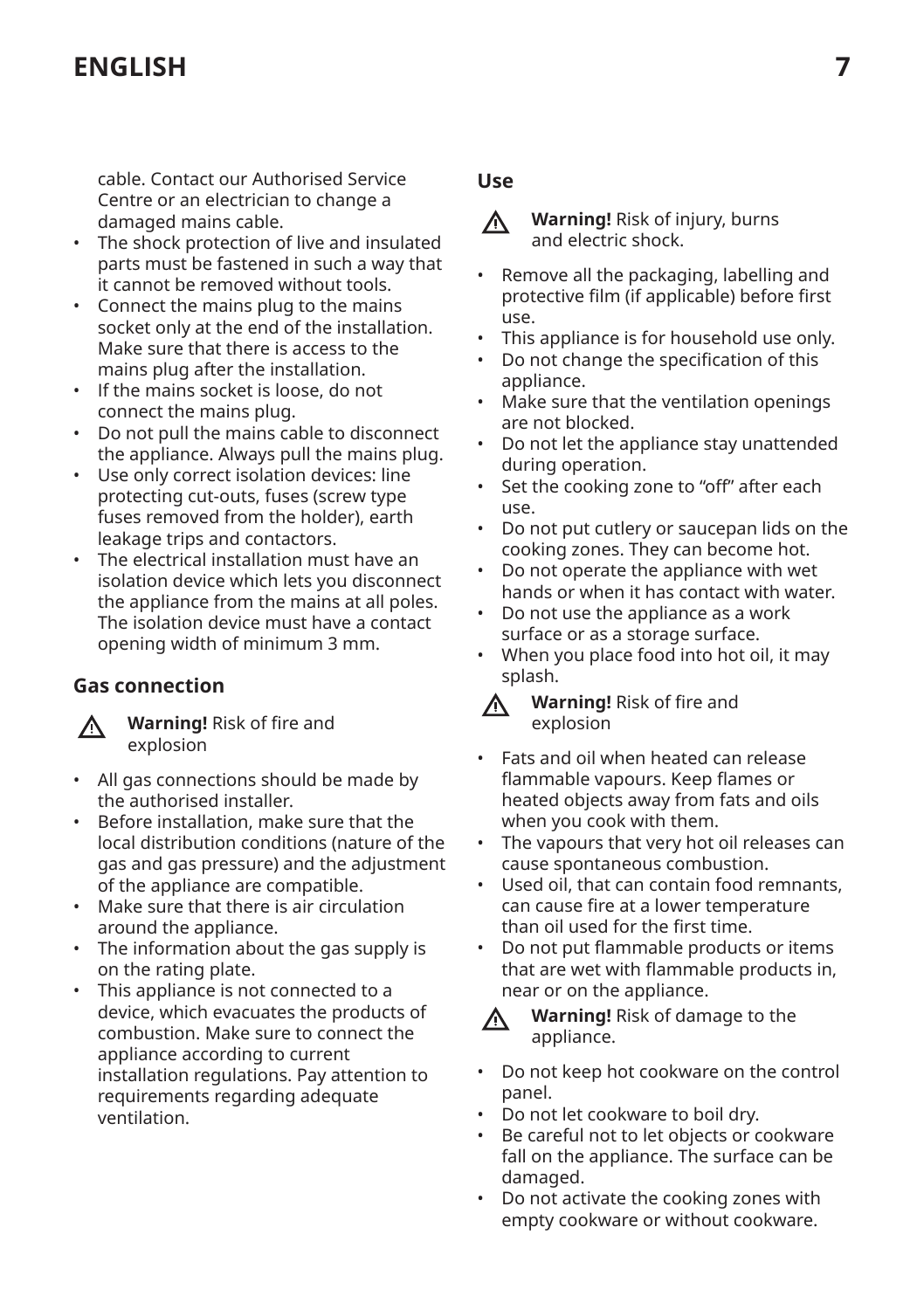cable. Contact our Authorised Service Centre or an electrician to change a damaged mains cable.

- The shock protection of live and insulated parts must be fastened in such a way that it cannot be removed without tools.
- Connect the mains plug to the mains socket only at the end of the installation. Make sure that there is access to the mains plug after the installation.
- If the mains socket is loose, do not connect the mains plug.
- Do not pull the mains cable to disconnect the appliance. Always pull the mains plug.
- Use only correct isolation devices: line protecting cut-outs, fuses (screw type fuses removed from the holder), earth leakage trips and contactors.
- The electrical installation must have an isolation device which lets you disconnect the appliance from the mains at all poles. The isolation device must have a contact opening width of minimum 3 mm.

### Gas connection

⚠ **Warning!** Risk of fire and explosion

- All gas connections should be made by the authorised installer.
- Before installation, make sure that the local distribution conditions (nature of the gas and gas pressure) and the adjustment of the appliance are compatible.
- Make sure that there is air circulation around the appliance.
- The information about the gas supply is on the rating plate.
- This appliance is not connected to a device, which evacuates the products of combustion. Make sure to connect the appliance according to current installation regulations. Pay attention to requirements regarding adequate ventilation.

### Use

⚠ **Warning!** Risk of injury, burns and electric shock.

- Remove all the packaging, labelling and protective film (if applicable) before first use.
- This appliance is for household use only.
- Do not change the specification of this appliance.
- Make sure that the ventilation openings are not blocked.
- Do not let the appliance stay unattended during operation.
- Set the cooking zone to “off” after each use.
- Do not put cutlery or saucepan lids on the cooking zones. They can become hot.
- Do not operate the appliance with wet hands or when it has contact with water.
- Do not use the appliance as a work surface or as a storage surface.
- When you place food into hot oil, it may splash.

⚠ **Warning!** Risk of fire and explosion

- Fats and oil when heated can release flammable vapours. Keep flames or heated objects away from fats and oils when you cook with them.
- The vapours that very hot oil releases can cause spontaneous combustion.
- Used oil, that can contain food remnants, can cause fire at a lower temperature than oil used for the first time.
- Do not put flammable products or items that are wet with flammable products in, near or on the appliance.

⚠ **Warning!** Risk of damage to the appliance.

- Do not keep hot cookware on the control panel.
- Do not let cookware to boil dry.
- Be careful not to let objects or cookware fall on the appliance. The surface can be damaged.
- Do not activate the cooking zones with empty cookware or without cookware.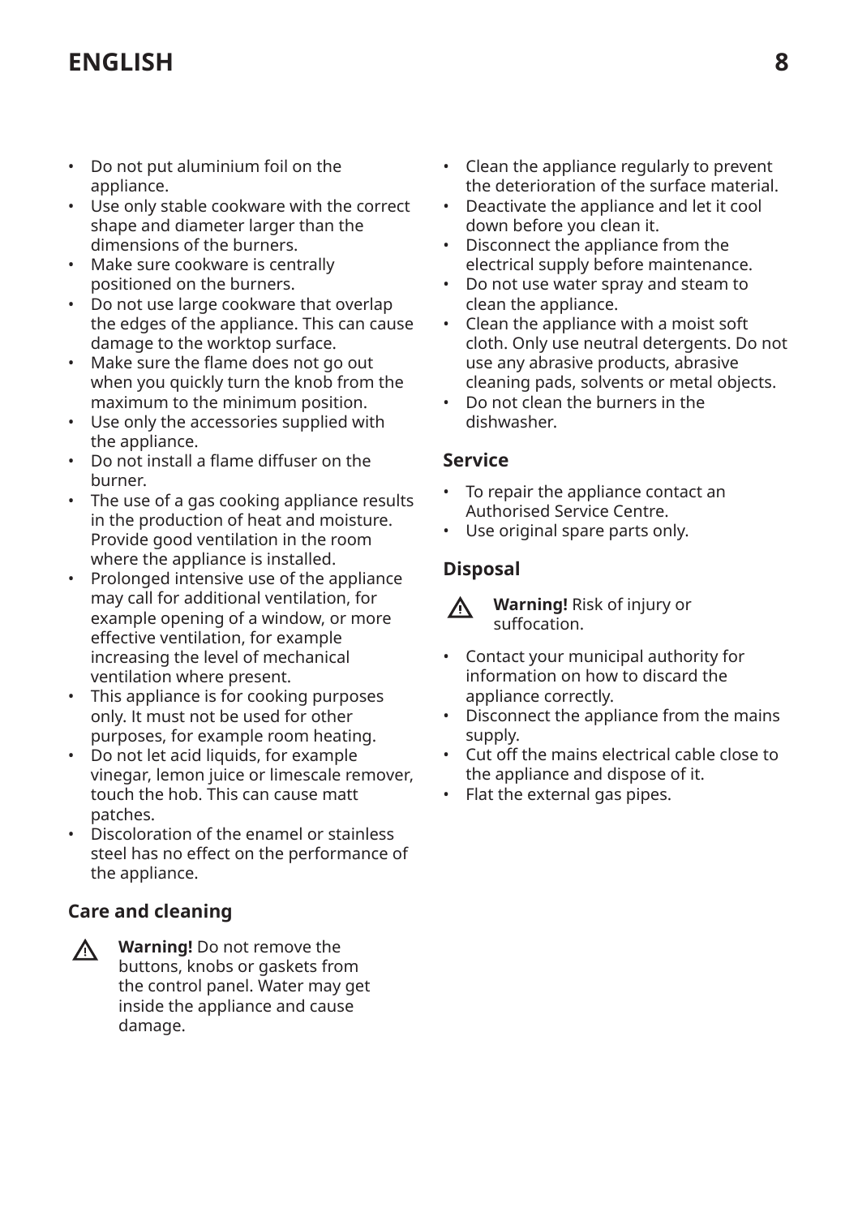- Do not put aluminium foil on the appliance.
- Use only stable cookware with the correct shape and diameter larger than the dimensions of the burners.
- Make sure cookware is centrally positioned on the burners.
- Do not use large cookware that overlap the edges of the appliance. This can cause damage to the worktop surface.
- Make sure the flame does not go out when you quickly turn the knob from the maximum to the minimum position.
- Use only the accessories supplied with the appliance.
- Do not install a flame diffuser on the burner.
- The use of a gas cooking appliance results in the production of heat and moisture. Provide good ventilation in the room where the appliance is installed.
- Prolonged intensive use of the appliance may call for additional ventilation, for example opening of a window, or more effective ventilation, for example increasing the level of mechanical ventilation where present.
- This appliance is for cooking purposes only. It must not be used for other purposes, for example room heating.
- Do not let acid liquids, for example vinegar, lemon juice or limescale remover, touch the hob. This can cause matt patches.
- Discoloration of the enamel or stainless steel has no effect on the performance of the appliance.

### Care and cleaning

⚠ **Warning!** Do not remove the buttons, knobs or gaskets from the control panel. Water may get inside the appliance and cause damage.

- Clean the appliance regularly to prevent the deterioration of the surface material.
- Deactivate the appliance and let it cool down before you clean it.
- Disconnect the appliance from the electrical supply before maintenance.
- Do not use water spray and steam to clean the appliance.
- Clean the appliance with a moist soft cloth. Only use neutral detergents. Do not use any abrasive products, abrasive cleaning pads, solvents or metal objects.
- Do not clean the burners in the dishwasher.

### Service

- To repair the appliance contact an Authorised Service Centre.
- Use original spare parts only.

### Disposal

⚠ **Warning!** Risk of injury or suffocation.

- Contact your municipal authority for information on how to discard the appliance correctly.
- Disconnect the appliance from the mains supply.
- Cut off the mains electrical cable close to the appliance and dispose of it.
- Flat the external gas pipes.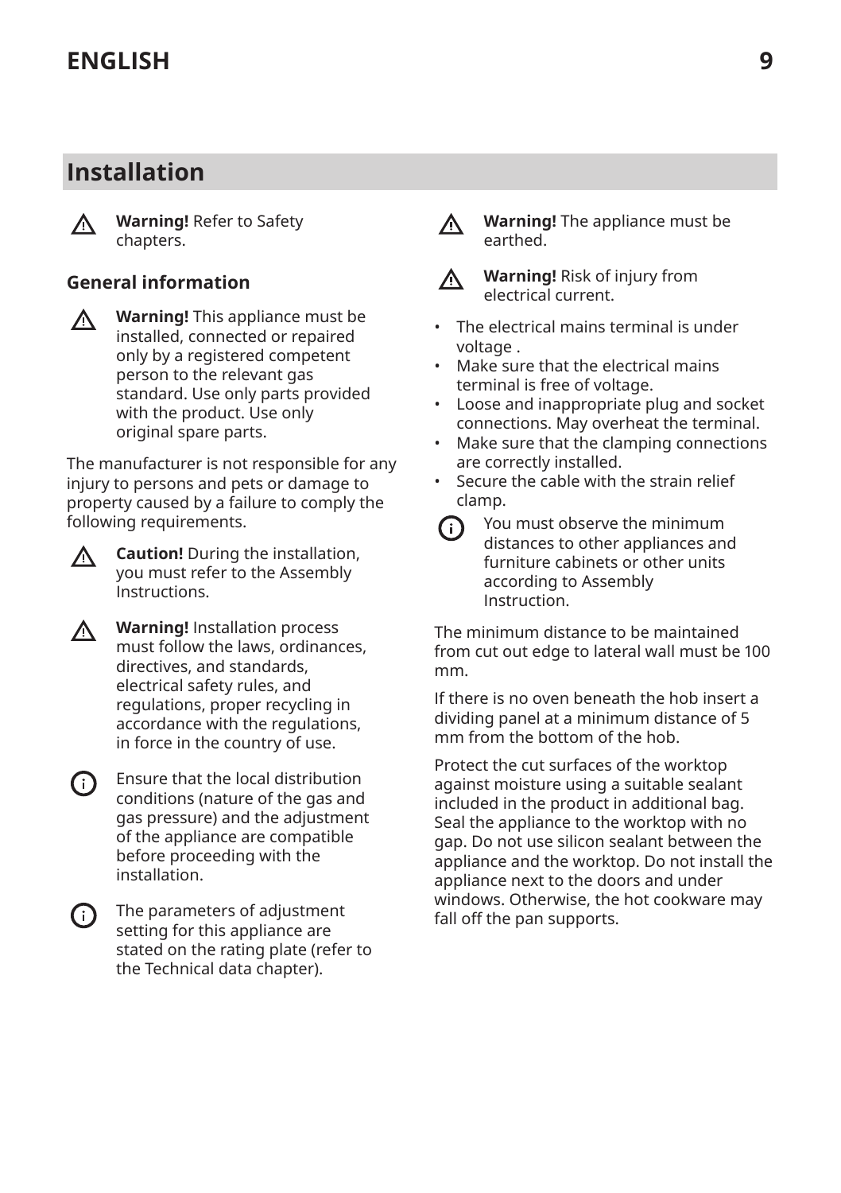## Installation

**Warning!** Refer to Safety chapters.

### General information

**Warning!** This appliance must be installed, connected or repaired only by a registered competent person to the relevant gas standard. Use only parts provided with the product. Use only original spare parts.

The manufacturer is not responsible for any injury to persons and pets or damage to property caused by a failure to comply the following requirements.

**Caution!** During the installation, you must refer to the Assembly Instructions.

**Warning!** Installation process must follow the laws, ordinances, directives, and standards, electrical safety rules, and regulations, proper recycling in accordance with the regulations, in force in the country of use.

Ensure that the local distribution conditions (nature of the gas and gas pressure) and the adjustment of the appliance are compatible before proceeding with the installation.

The parameters of adjustment setting for this appliance are stated on the rating plate (refer to the Technical data chapter).

**Warning!** The appliance must be earthed.

**Warning!** Risk of injury from electrical current.

- The electrical mains terminal is under voltage .
- Make sure that the electrical mains terminal is free of voltage.
- Loose and inappropriate plug and socket connections. May overheat the terminal.
- Make sure that the clamping connections are correctly installed.
- Secure the cable with the strain relief clamp.

You must observe the minimum distances to other appliances and furniture cabinets or other units according to Assembly Instruction.

The minimum distance to be maintained from cut out edge to lateral wall must be 100 mm.

If there is no oven beneath the hob insert a dividing panel at a minimum distance of 5 mm from the bottom of the hob.

Protect the cut surfaces of the worktop against moisture using a suitable sealant included in the product in additional bag. Seal the appliance to the worktop with no gap. Do not use silicon sealant between the appliance and the worktop. Do not install the appliance next to the doors and under windows. Otherwise, the hot cookware may fall off the pan supports.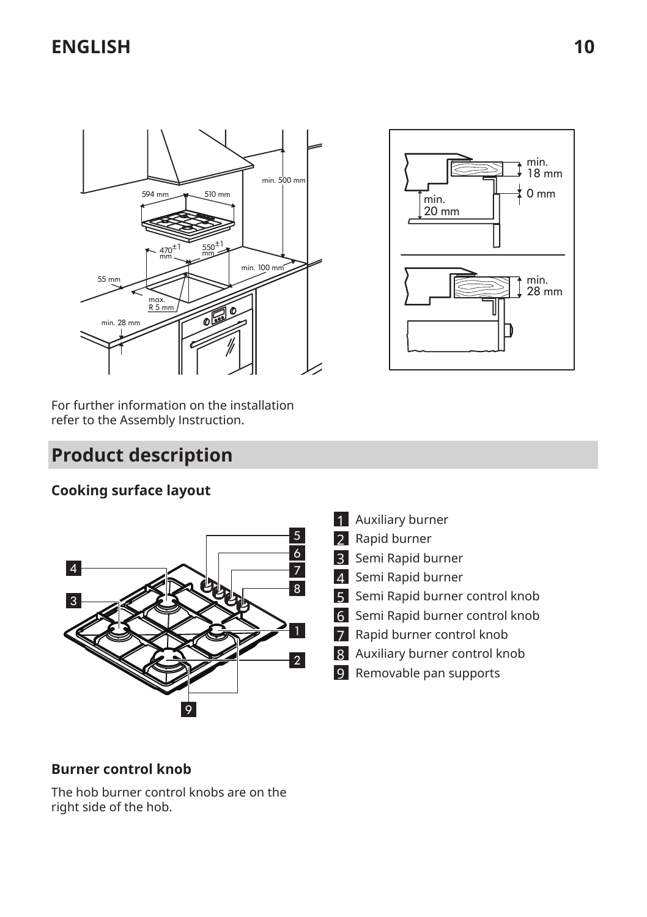For further information on the installation refer to the Assembly Instruction.

## Product description

### Cooking surface layout

1. Auxiliary burner
2. Rapid burner
3. Semi Rapid burner
4. Semi Rapid burner
5. Semi Rapid burner control knob
6. Semi Rapid burner control knob
7. Rapid burner control knob
8. Auxiliary burner control knob
9. Removable pan supports

### Burner control knob

The hob burner control knobs are on the right side of the hob.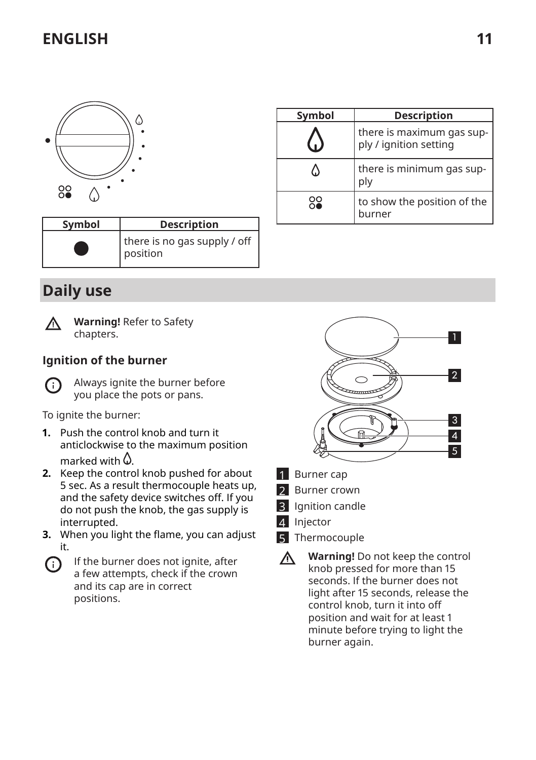| Symbol | Description |
|---|---|
| ● | there is no gas supply / off position |

| Symbol | Description |
|---|---|
| 🔥 (large flame) | there is maximum gas supply / ignition setting |
| 🔥 (small flame) | there is minimum gas supply |
| ⁘ | to show the position of the burner |

## Daily use

**Warning!** Refer to Safety chapters.

### Ignition of the burner

Always ignite the burner before you place the pots or pans.

To ignite the burner:

1. Push the control knob and turn it anticlockwise to the maximum position marked with 🔥.
2. Keep the control knob pushed for about 5 sec. As a result thermocouple heats up, and the safety device switches off. If you do not push the knob, the gas supply is interrupted.
3. When you light the flame, you can adjust it.

If the burner does not ignite, after a few attempts, check if the crown and its cap are in correct positions.

1 Burner cap
2 Burner crown
3 Ignition candle
4 Injector
5 Thermocouple

**Warning!** Do not keep the control knob pressed for more than 15 seconds. If the burner does not light after 15 seconds, release the control knob, turn it into off position and wait for at least 1 minute before trying to light the burner again.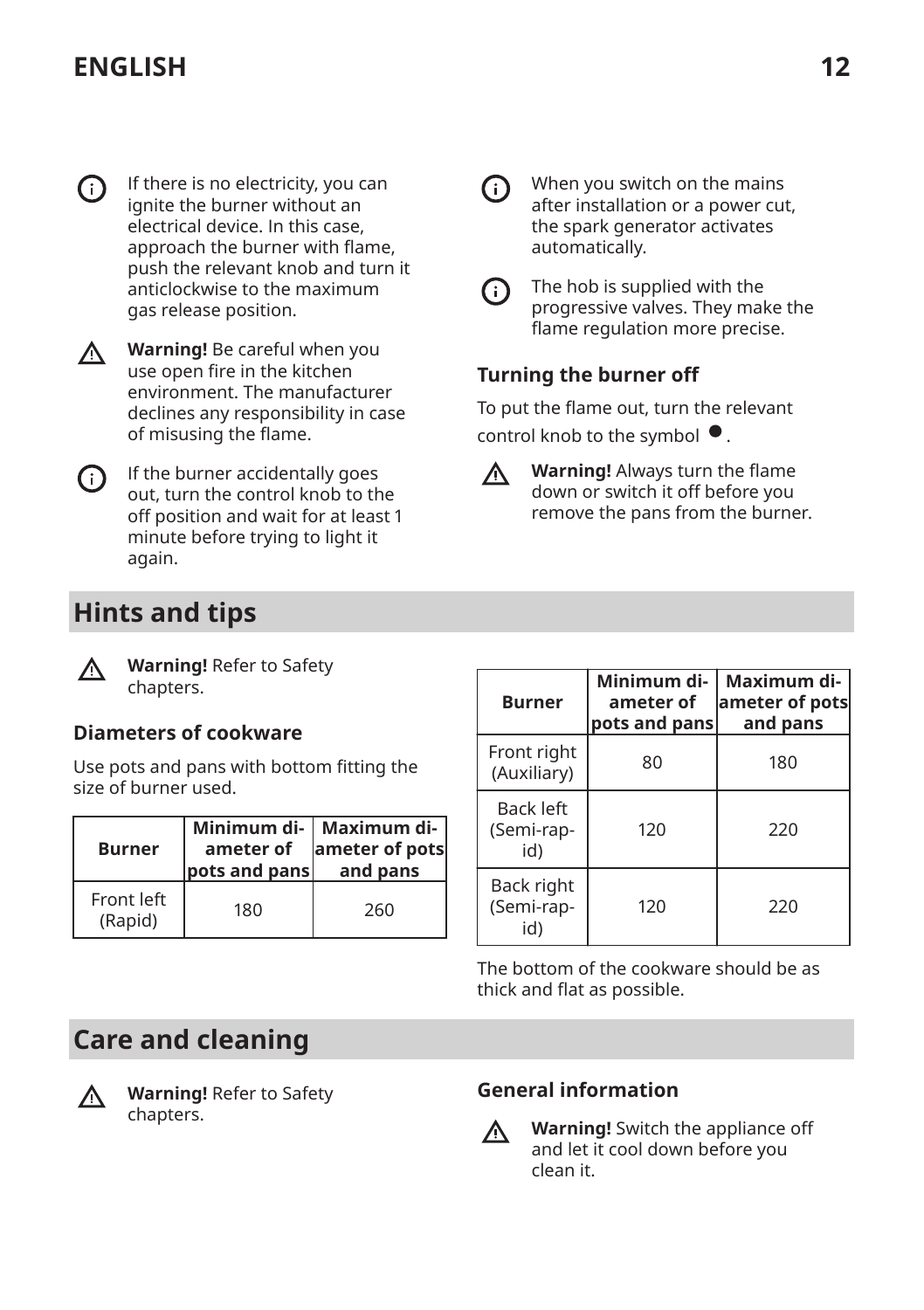If there is no electricity, you can ignite the burner without an electrical device. In this case, approach the burner with flame, push the relevant knob and turn it anticlockwise to the maximum gas release position.

**Warning!** Be careful when you use open fire in the kitchen environment. The manufacturer declines any responsibility in case of misusing the flame.

If the burner accidentally goes out, turn the control knob to the off position and wait for at least 1 minute before trying to light it again.

When you switch on the mains after installation or a power cut, the spark generator activates automatically.

The hob is supplied with the progressive valves. They make the flame regulation more precise.

### Turning the burner off

To put the flame out, turn the relevant control knob to the symbol ●.

**Warning!** Always turn the flame down or switch it off before you remove the pans from the burner.

## Hints and tips

**Warning!** Refer to Safety chapters.

### Diameters of cookware

Use pots and pans with bottom fitting the size of burner used.

| Burner | Minimum diameter of pots and pans | Maximum diameter of pots and pans |
|---|---|---|
| Front left (Rapid) | 180 | 260 |
| Front right (Auxiliary) | 80 | 180 |
| Back left (Semi-rapid) | 120 | 220 |
| Back right (Semi-rapid) | 120 | 220 |

The bottom of the cookware should be as thick and flat as possible.

## Care and cleaning

**Warning!** Refer to Safety chapters.

### General information

**Warning!** Switch the appliance off and let it cool down before you clean it.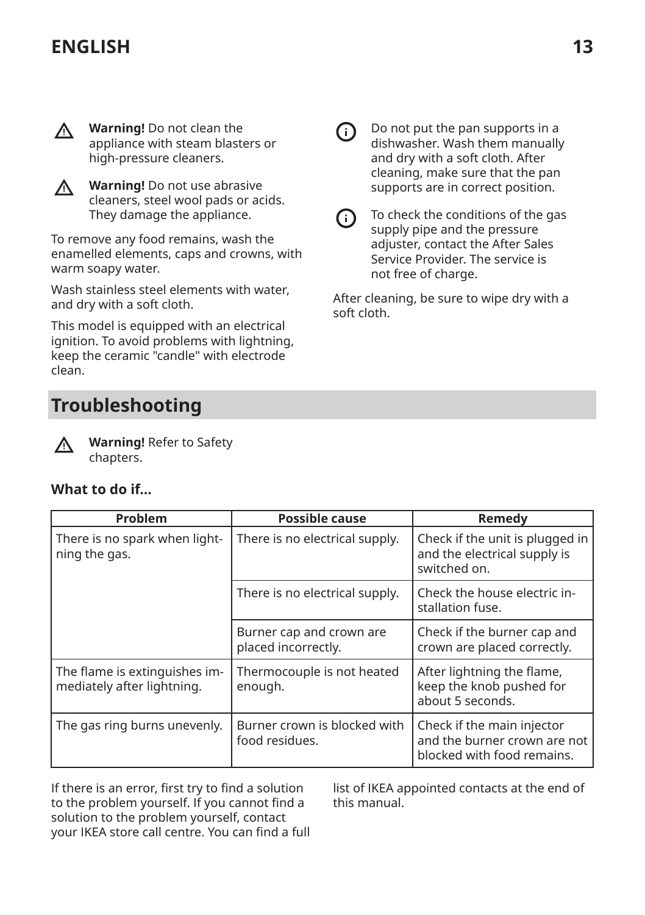**Warning!** Do not clean the appliance with steam blasters or high-pressure cleaners.

**Warning!** Do not use abrasive cleaners, steel wool pads or acids. They damage the appliance.

To remove any food remains, wash the enamelled elements, caps and crowns, with warm soapy water.

Wash stainless steel elements with water, and dry with a soft cloth.

This model is equipped with an electrical ignition. To avoid problems with lightning, keep the ceramic "candle" with electrode clean.

Do not put the pan supports in a dishwasher. Wash them manually and dry with a soft cloth. After cleaning, make sure that the pan supports are in correct position.

To check the conditions of the gas supply pipe and the pressure adjuster, contact the After Sales Service Provider. The service is not free of charge.

After cleaning, be sure to wipe dry with a soft cloth.

## Troubleshooting

**Warning!** Refer to Safety chapters.

### What to do if...

| Problem | Possible cause | Remedy |
| --- | --- | --- |
| There is no spark when lightning the gas. | There is no electrical supply. | Check if the unit is plugged in and the electrical supply is switched on. |
| | There is no electrical supply. | Check the house electric installation fuse. |
| | Burner cap and crown are placed incorrectly. | Check if the burner cap and crown are placed correctly. |
| The flame is extinguishes immediately after lightning. | Thermocouple is not heated enough. | After lightning the flame, keep the knob pushed for about 5 seconds. |
| The gas ring burns unevenly. | Burner crown is blocked with food residues. | Check if the main injector and the burner crown are not blocked with food remains. |

If there is an error, first try to find a solution to the problem yourself. If you cannot find a solution to the problem yourself, contact your IKEA store call centre. You can find a full list of IKEA appointed contacts at the end of this manual.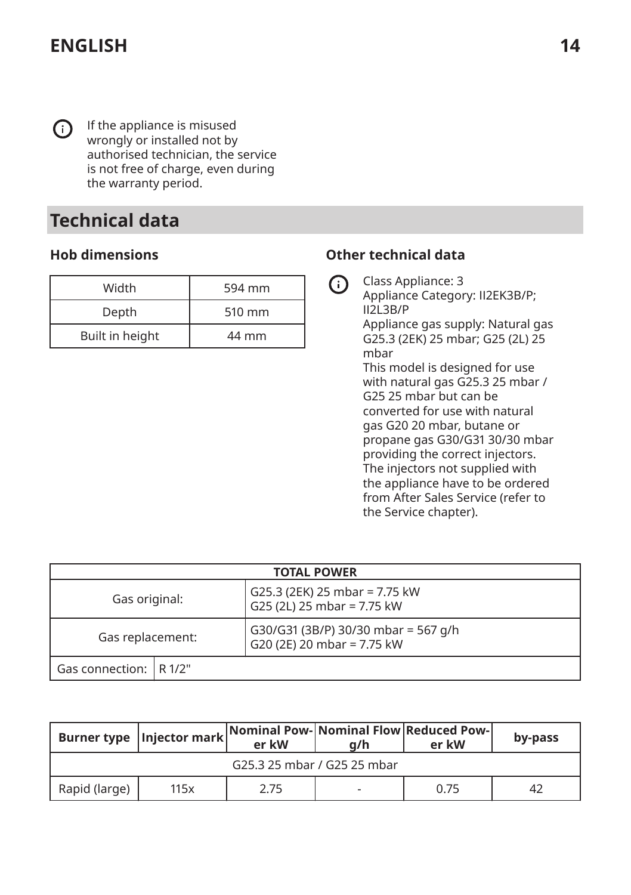If the appliance is misused wrongly or installed not by authorised technician, the service is not free of charge, even during the warranty period.

## Technical data

### Hob dimensions

| Width | 594 mm |
|---|---|
| Depth | 510 mm |
| Built in height | 44 mm |

### Other technical data

Class Appliance: 3
Appliance Category: II2EK3B/P; II2L3B/P
Appliance gas supply: Natural gas G25.3 (2EK) 25 mbar; G25 (2L) 25 mbar
This model is designed for use with natural gas G25.3 25 mbar / G25 25 mbar but can be converted for use with natural gas G20 20 mbar, butane or propane gas G30/G31 30/30 mbar providing the correct injectors. The injectors not supplied with the appliance have to be ordered from After Sales Service (refer to the Service chapter).

| TOTAL POWER | |
|---|---|
| Gas original: | G25.3 (2EK) 25 mbar = 7.75 kW<br>G25 (2L) 25 mbar = 7.75 kW |
| Gas replacement: | G30/G31 (3B/P) 30/30 mbar = 567 g/h<br>G20 (2E) 20 mbar = 7.75 kW |
| Gas connection: | R 1/2" |

| Burner type | Injector mark | Nominal Power kW | Nominal Flow g/h | Reduced Power kW | by-pass |
|---|---|---|---|---|---|
| G25.3 25 mbar / G25 25 mbar | | | | | |
| Rapid (large) | 115x | 2.75 | - | 0.75 | 42 |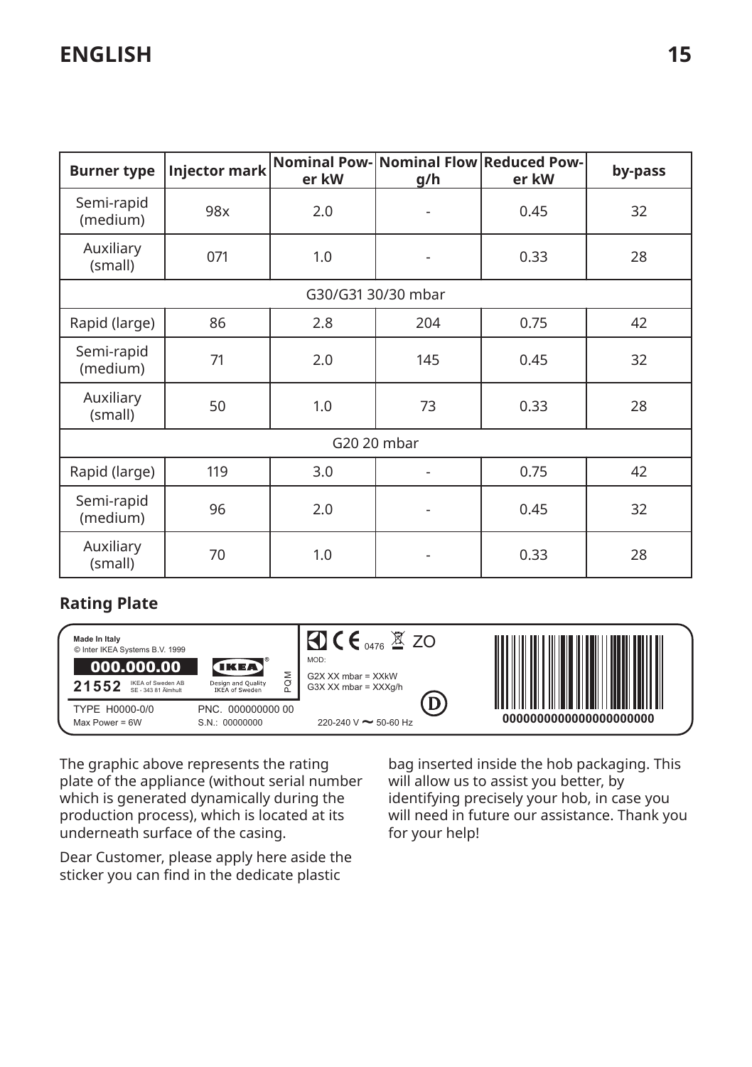| Burner type | Injector mark | Nominal Power kW | Nominal Flow g/h | Reduced Power kW | by-pass |
|---|---|---|---|---|---|
| Semi-rapid (medium) | 98x | 2.0 | - | 0.45 | 32 |
| Auxiliary (small) | 071 | 1.0 | - | 0.33 | 28 |
| G30/G31 30/30 mbar | | | | | |
| Rapid (large) | 86 | 2.8 | 204 | 0.75 | 42 |
| Semi-rapid (medium) | 71 | 2.0 | 145 | 0.45 | 32 |
| Auxiliary (small) | 50 | 1.0 | 73 | 0.33 | 28 |
| G20 20 mbar | | | | | |
| Rapid (large) | 119 | 3.0 | - | 0.75 | 42 |
| Semi-rapid (medium) | 96 | 2.0 | - | 0.45 | 32 |
| Auxiliary (small) | 70 | 1.0 | - | 0.33 | 28 |

### Rating Plate

Made In Italy
© Inter IKEA Systems B.V. 1999
000.000.00
21552 IKEA of Sweden AB SE - 343 81 Älmhult
IKEA® Design and Quality IKEA of Sweden
PQM
CE 0476 ZO
MOD:
G2X XX mbar = XXkW
G3X XX mbar = XXXg/h
D
TYPE H0000-0/0
Max Power = 6W
PNC. 000000000 00
S.N.: 00000000
220-240 V ~ 50-60 Hz
0000000000000000000000

The graphic above represents the rating plate of the appliance (without serial number which is generated dynamically during the production process), which is located at its underneath surface of the casing.

Dear Customer, please apply here aside the sticker you can find in the dedicate plastic bag inserted inside the hob packaging. This will allow us to assist you better, by identifying precisely your hob, in case you will need in future our assistance. Thank you for your help!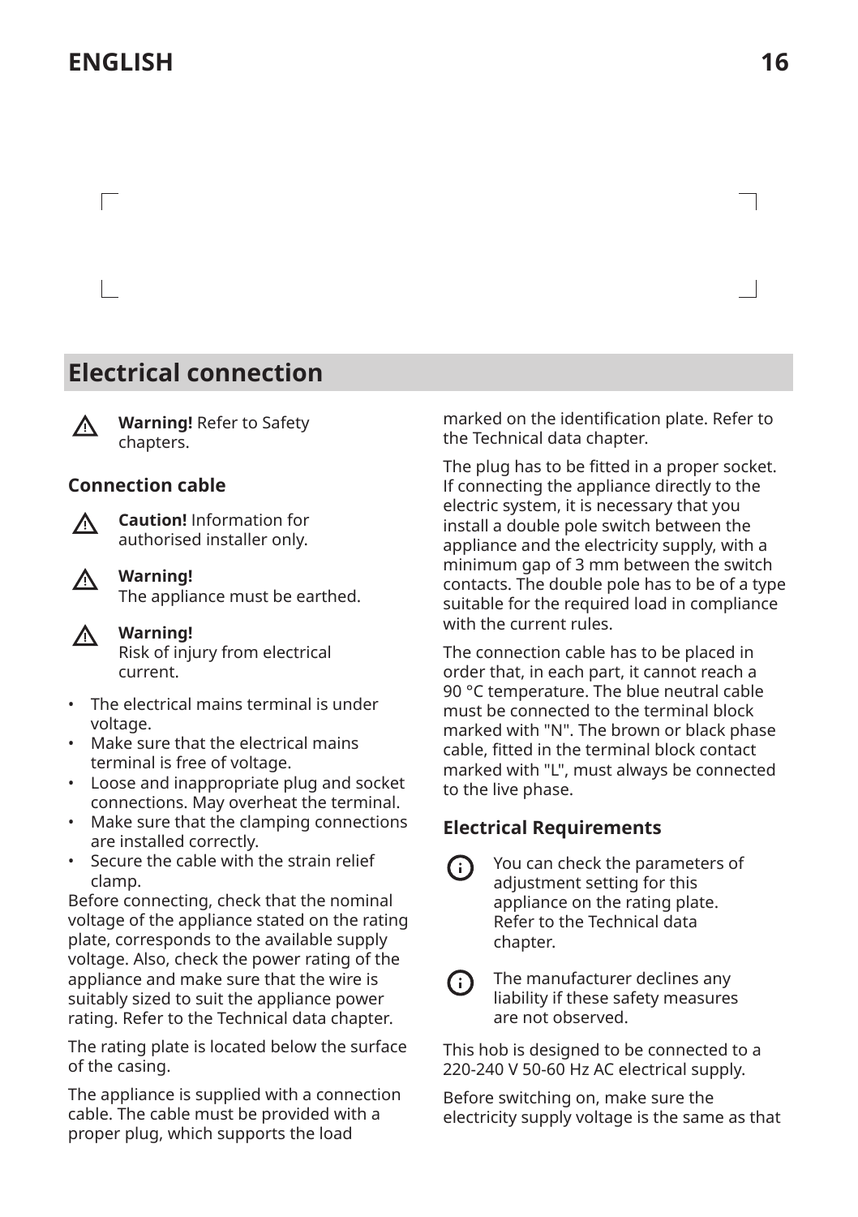## Electrical connection

**Warning!** Refer to Safety chapters.

### Connection cable

**Caution!** Information for authorised installer only.

**Warning!**
The appliance must be earthed.

**Warning!**
Risk of injury from electrical current.

- The electrical mains terminal is under voltage.
- Make sure that the electrical mains terminal is free of voltage.
- Loose and inappropriate plug and socket connections. May overheat the terminal.
- Make sure that the clamping connections are installed correctly.
- Secure the cable with the strain relief clamp.

Before connecting, check that the nominal voltage of the appliance stated on the rating plate, corresponds to the available supply voltage. Also, check the power rating of the appliance and make sure that the wire is suitably sized to suit the appliance power rating. Refer to the Technical data chapter.

The rating plate is located below the surface of the casing.

The appliance is supplied with a connection cable. The cable must be provided with a proper plug, which supports the load marked on the identification plate. Refer to the Technical data chapter.

The plug has to be fitted in a proper socket. If connecting the appliance directly to the electric system, it is necessary that you install a double pole switch between the appliance and the electricity supply, with a minimum gap of 3 mm between the switch contacts. The double pole has to be of a type suitable for the required load in compliance with the current rules.

The connection cable has to be placed in order that, in each part, it cannot reach a 90 °C temperature. The blue neutral cable must be connected to the terminal block marked with "N". The brown or black phase cable, fitted in the terminal block contact marked with "L", must always be connected to the live phase.

### Electrical Requirements

You can check the parameters of adjustment setting for this appliance on the rating plate. Refer to the Technical data chapter.

The manufacturer declines any liability if these safety measures are not observed.

This hob is designed to be connected to a 220-240 V 50-60 Hz AC electrical supply.

Before switching on, make sure the electricity supply voltage is the same as that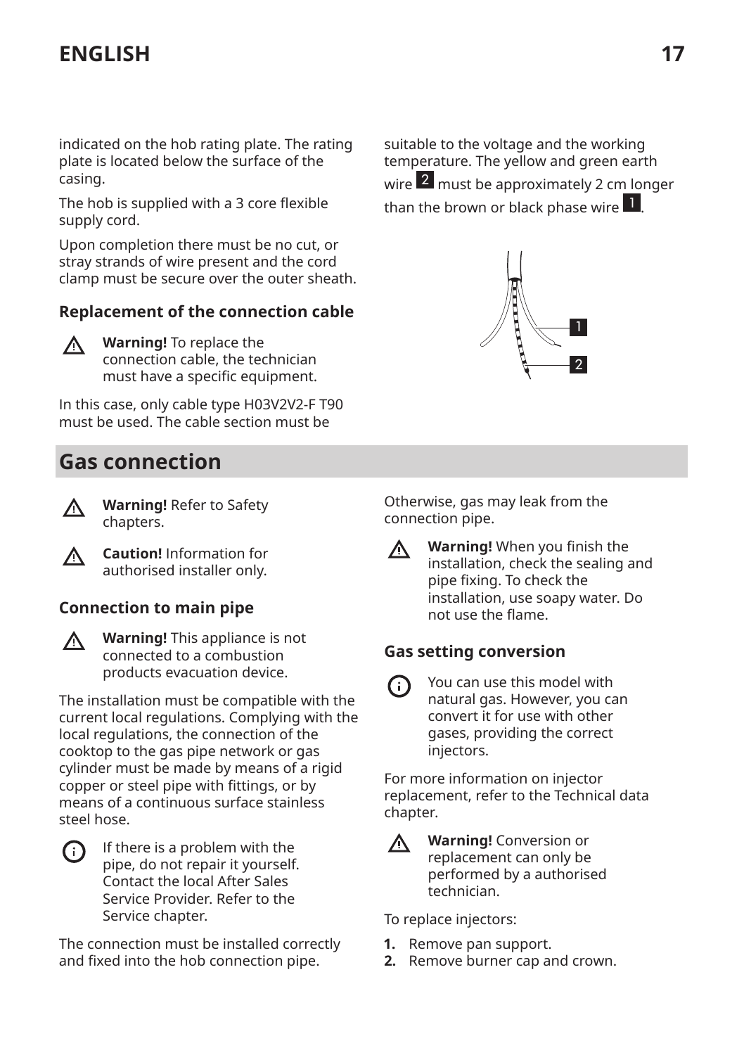indicated on the hob rating plate. The rating plate is located below the surface of the casing.

The hob is supplied with a 3 core flexible supply cord.

Upon completion there must be no cut, or stray strands of wire present and the cord clamp must be secure over the outer sheath.

### Replacement of the connection cable

**Warning!** To replace the connection cable, the technician must have a specific equipment.

In this case, only cable type H03V2V2-F T90 must be used. The cable section must be suitable to the voltage and the working temperature. The yellow and green earth wire 2 must be approximately 2 cm longer than the brown or black phase wire 1.

## Gas connection

**Warning!** Refer to Safety chapters.

**Caution!** Information for authorised installer only.

### Connection to main pipe

**Warning!** This appliance is not connected to a combustion products evacuation device.

The installation must be compatible with the current local regulations. Complying with the local regulations, the connection of the cooktop to the gas pipe network or gas cylinder must be made by means of a rigid copper or steel pipe with fittings, or by means of a continuous surface stainless steel hose.

If there is a problem with the pipe, do not repair it yourself. Contact the local After Sales Service Provider. Refer to the Service chapter.

The connection must be installed correctly and fixed into the hob connection pipe. Otherwise, gas may leak from the connection pipe.

**Warning!** When you finish the installation, check the sealing and pipe fixing. To check the installation, use soapy water. Do not use the flame.

### Gas setting conversion

You can use this model with natural gas. However, you can convert it for use with other gases, providing the correct injectors.

For more information on injector replacement, refer to the Technical data chapter.

**Warning!** Conversion or replacement can only be performed by a authorised technician.

To replace injectors:

1. Remove pan support.
2. Remove burner cap and crown.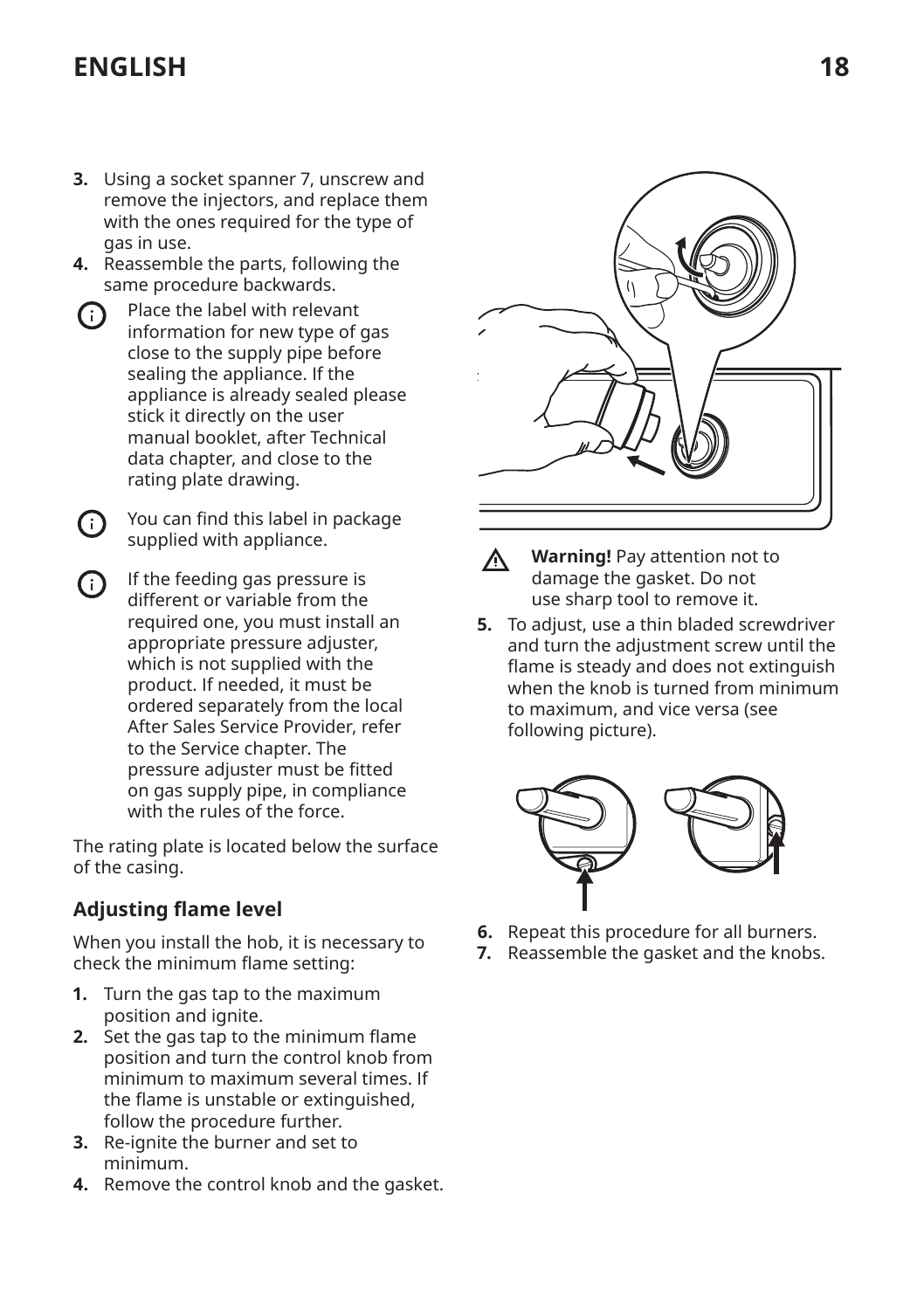3. Using a socket spanner 7, unscrew and remove the injectors, and replace them with the ones required for the type of gas in use.
4. Reassemble the parts, following the same procedure backwards.

Place the label with relevant information for new type of gas close to the supply pipe before sealing the appliance. If the appliance is already sealed please stick it directly on the user manual booklet, after Technical data chapter, and close to the rating plate drawing.

You can find this label in package supplied with appliance.

If the feeding gas pressure is different or variable from the required one, you must install an appropriate pressure adjuster, which is not supplied with the product. If needed, it must be ordered separately from the local After Sales Service Provider, refer to the Service chapter. The pressure adjuster must be fitted on gas supply pipe, in compliance with the rules of the force.

The rating plate is located below the surface of the casing.

### Adjusting flame level

When you install the hob, it is necessary to check the minimum flame setting:

1. Turn the gas tap to the maximum position and ignite.
2. Set the gas tap to the minimum flame position and turn the control knob from minimum to maximum several times. If the flame is unstable or extinguished, follow the procedure further.
3. Re-ignite the burner and set to minimum.
4. Remove the control knob and the gasket.

**Warning!** Pay attention not to damage the gasket. Do not use sharp tool to remove it.

5. To adjust, use a thin bladed screwdriver and turn the adjustment screw until the flame is steady and does not extinguish when the knob is turned from minimum to maximum, and vice versa (see following picture).
6. Repeat this procedure for all burners.
7. Reassemble the gasket and the knobs.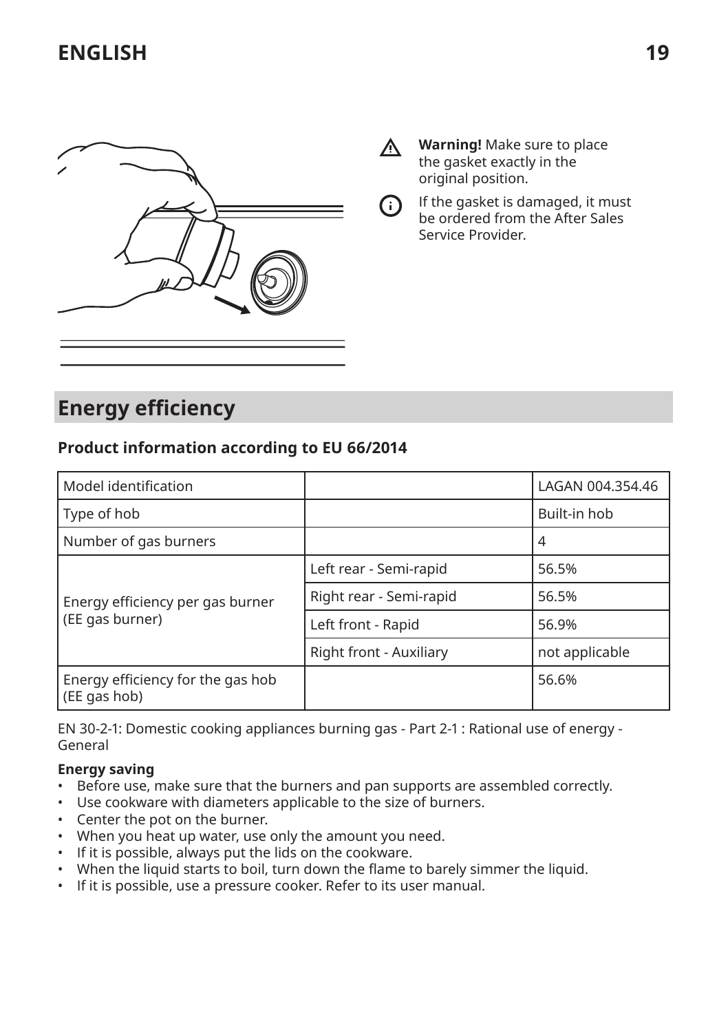**Warning!** Make sure to place the gasket exactly in the original position.

If the gasket is damaged, it must be ordered from the After Sales Service Provider.

## Energy efficiency

### Product information according to EU 66/2014

| Model identification | | LAGAN 004.354.46 |
|---|---|---|
| Type of hob | | Built-in hob |
| Number of gas burners | | 4 |
| Energy efficiency per gas burner (EE gas burner) | Left rear - Semi-rapid | 56.5% |
| | Right rear - Semi-rapid | 56.5% |
| | Left front - Rapid | 56.9% |
| | Right front - Auxiliary | not applicable |
| Energy efficiency for the gas hob (EE gas hob) | | 56.6% |

EN 30-2-1: Domestic cooking appliances burning gas - Part 2-1 : Rational use of energy - General

**Energy saving**

- Before use, make sure that the burners and pan supports are assembled correctly.
- Use cookware with diameters applicable to the size of burners.
- Center the pot on the burner.
- When you heat up water, use only the amount you need.
- If it is possible, always put the lids on the cookware.
- When the liquid starts to boil, turn down the flame to barely simmer the liquid.
- If it is possible, use a pressure cooker. Refer to its user manual.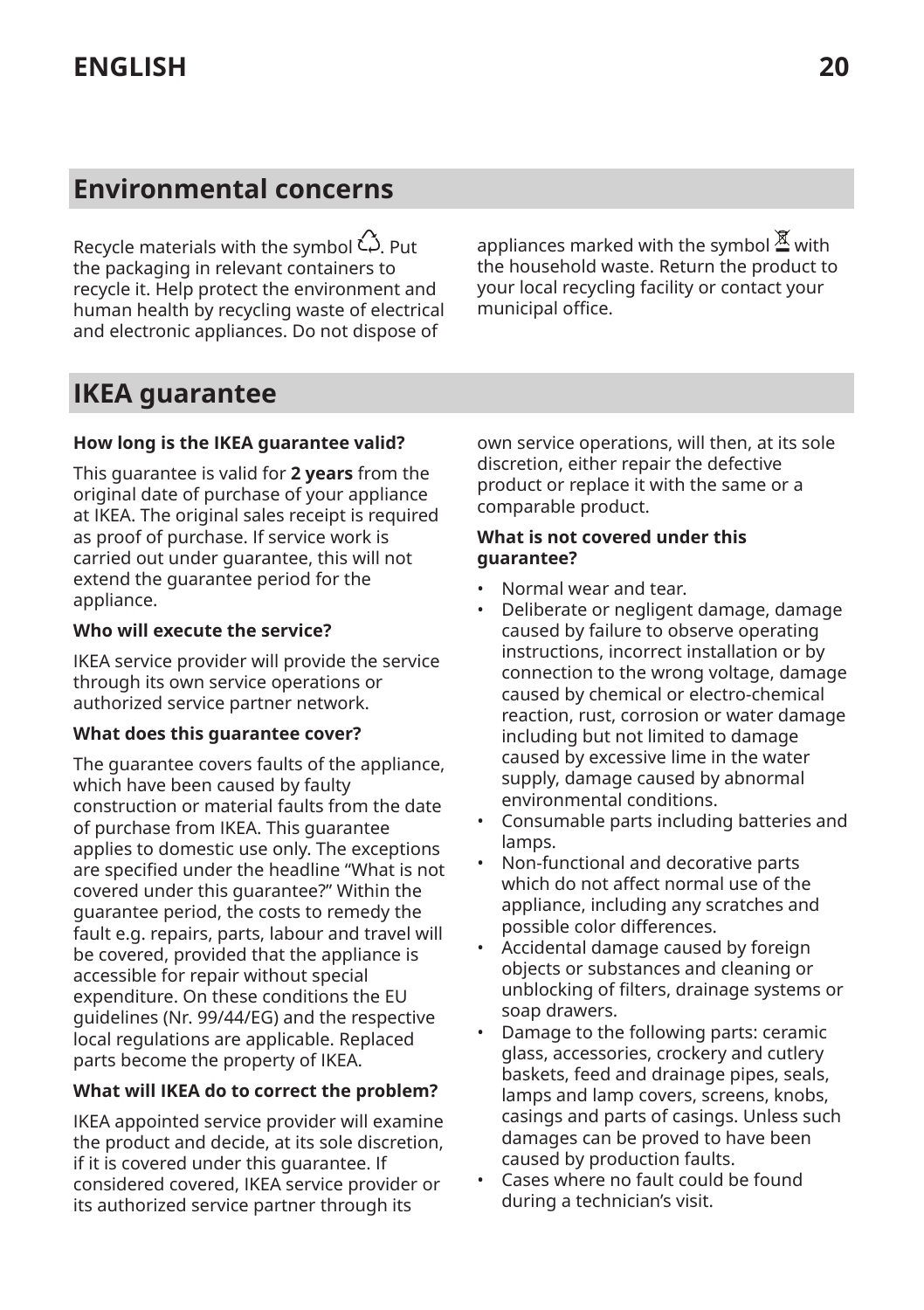## Environmental concerns

Recycle materials with the symbol ♲. Put the packaging in relevant containers to recycle it. Help protect the environment and human health by recycling waste of electrical and electronic appliances. Do not dispose of appliances marked with the symbol with the household waste. Return the product to your local recycling facility or contact your municipal office.

## IKEA guarantee

**How long is the IKEA guarantee valid?**

This guarantee is valid for **2 years** from the original date of purchase of your appliance at IKEA. The original sales receipt is required as proof of purchase. If service work is carried out under guarantee, this will not extend the guarantee period for the appliance.

**Who will execute the service?**

IKEA service provider will provide the service through its own service operations or authorized service partner network.

**What does this guarantee cover?**

The guarantee covers faults of the appliance, which have been caused by faulty construction or material faults from the date of purchase from IKEA. This guarantee applies to domestic use only. The exceptions are specified under the headline "What is not covered under this guarantee?" Within the guarantee period, the costs to remedy the fault e.g. repairs, parts, labour and travel will be covered, provided that the appliance is accessible for repair without special expenditure. On these conditions the EU guidelines (Nr. 99/44/EG) and the respective local regulations are applicable. Replaced parts become the property of IKEA.

**What will IKEA do to correct the problem?**

IKEA appointed service provider will examine the product and decide, at its sole discretion, if it is covered under this guarantee. If considered covered, IKEA service provider or its authorized service partner through its own service operations, will then, at its sole discretion, either repair the defective product or replace it with the same or a comparable product.

**What is not covered under this guarantee?**

- Normal wear and tear.
- Deliberate or negligent damage, damage caused by failure to observe operating instructions, incorrect installation or by connection to the wrong voltage, damage caused by chemical or electro-chemical reaction, rust, corrosion or water damage including but not limited to damage caused by excessive lime in the water supply, damage caused by abnormal environmental conditions.
- Consumable parts including batteries and lamps.
- Non-functional and decorative parts which do not affect normal use of the appliance, including any scratches and possible color differences.
- Accidental damage caused by foreign objects or substances and cleaning or unblocking of filters, drainage systems or soap drawers.
- Damage to the following parts: ceramic glass, accessories, crockery and cutlery baskets, feed and drainage pipes, seals, lamps and lamp covers, screens, knobs, casings and parts of casings. Unless such damages can be proved to have been caused by production faults.
- Cases where no fault could be found during a technician's visit.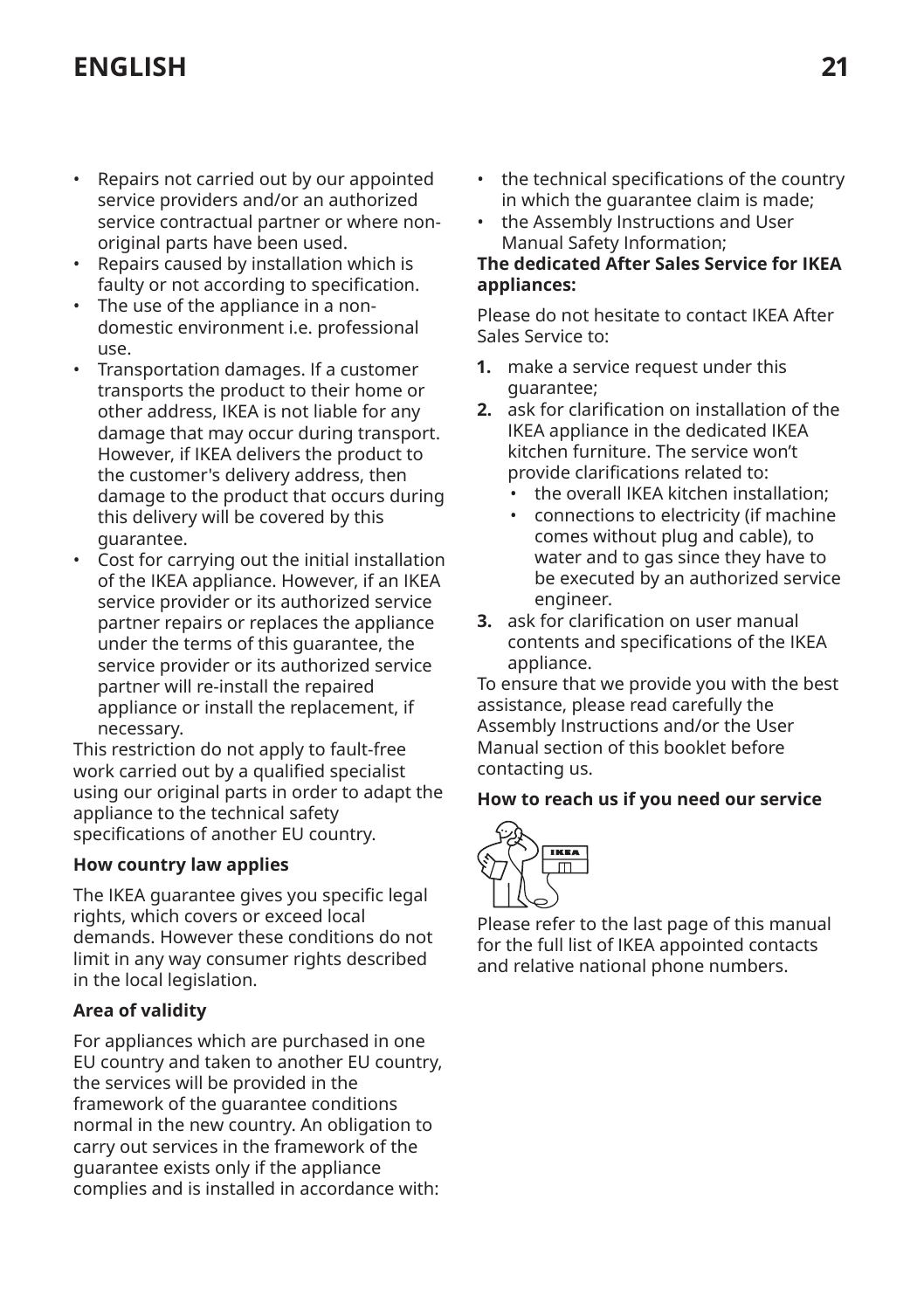- Repairs not carried out by our appointed service providers and/or an authorized service contractual partner or where non-original parts have been used.
- Repairs caused by installation which is faulty or not according to specification.
- The use of the appliance in a non-domestic environment i.e. professional use.
- Transportation damages. If a customer transports the product to their home or other address, IKEA is not liable for any damage that may occur during transport. However, if IKEA delivers the product to the customer's delivery address, then damage to the product that occurs during this delivery will be covered by this guarantee.
- Cost for carrying out the initial installation of the IKEA appliance. However, if an IKEA service provider or its authorized service partner repairs or replaces the appliance under the terms of this guarantee, the service provider or its authorized service partner will re-install the repaired appliance or install the replacement, if necessary.

This restriction do not apply to fault-free work carried out by a qualified specialist using our original parts in order to adapt the appliance to the technical safety specifications of another EU country.

**How country law applies**

The IKEA guarantee gives you specific legal rights, which covers or exceed local demands. However these conditions do not limit in any way consumer rights described in the local legislation.

**Area of validity**

For appliances which are purchased in one EU country and taken to another EU country, the services will be provided in the framework of the guarantee conditions normal in the new country. An obligation to carry out services in the framework of the guarantee exists only if the appliance complies and is installed in accordance with:

- the technical specifications of the country in which the guarantee claim is made;
- the Assembly Instructions and User Manual Safety Information;

**The dedicated After Sales Service for IKEA appliances:**

Please do not hesitate to contact IKEA After Sales Service to:

1. make a service request under this guarantee;
2. ask for clarification on installation of the IKEA appliance in the dedicated IKEA kitchen furniture. The service won't provide clarifications related to:
   - the overall IKEA kitchen installation;
   - connections to electricity (if machine comes without plug and cable), to water and to gas since they have to be executed by an authorized service engineer.
3. ask for clarification on user manual contents and specifications of the IKEA appliance.

To ensure that we provide you with the best assistance, please read carefully the Assembly Instructions and/or the User Manual section of this booklet before contacting us.

**How to reach us if you need our service**

Please refer to the last page of this manual for the full list of IKEA appointed contacts and relative national phone numbers.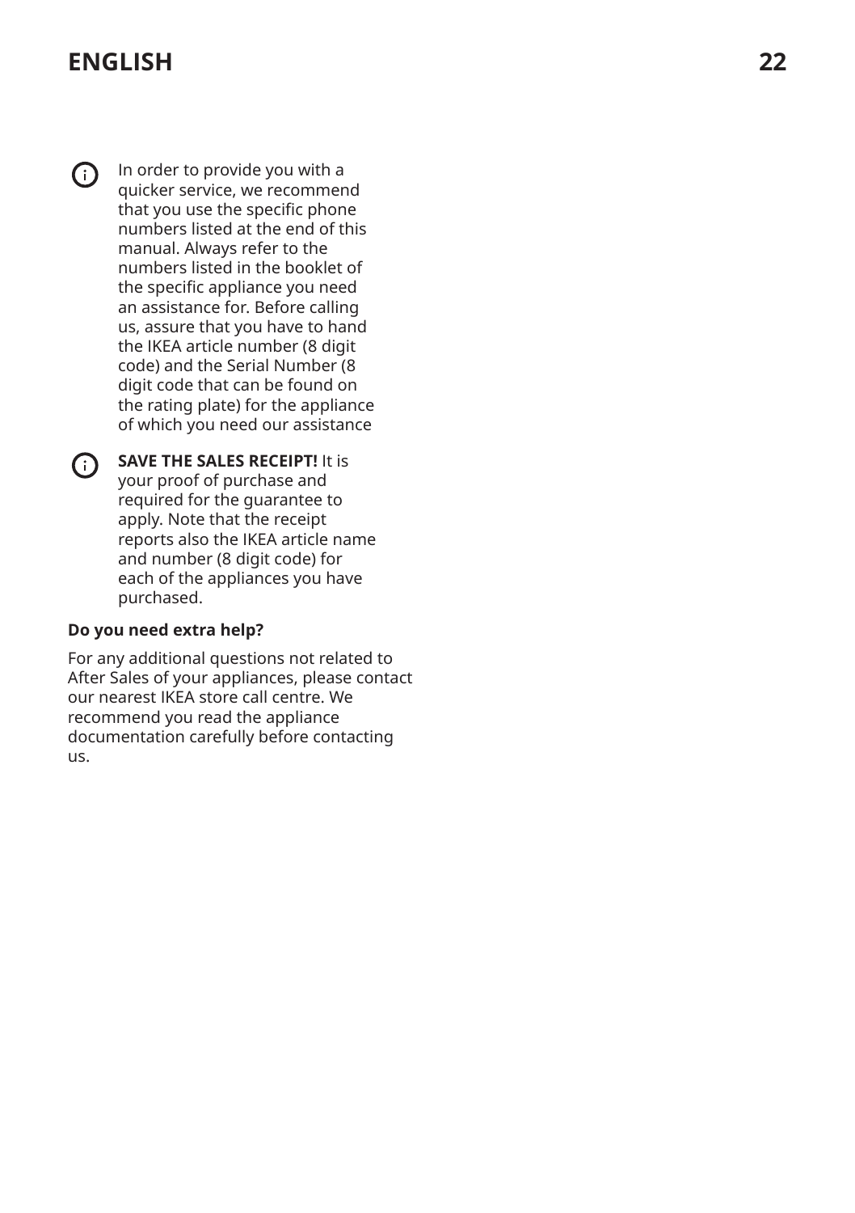In order to provide you with a quicker service, we recommend that you use the specific phone numbers listed at the end of this manual. Always refer to the numbers listed in the booklet of the specific appliance you need an assistance for. Before calling us, assure that you have to hand the IKEA article number (8 digit code) and the Serial Number (8 digit code that can be found on the rating plate) for the appliance of which you need our assistance

**SAVE THE SALES RECEIPT!** It is your proof of purchase and required for the guarantee to apply. Note that the receipt reports also the IKEA article name and number (8 digit code) for each of the appliances you have purchased.

**Do you need extra help?**

For any additional questions not related to After Sales of your appliances, please contact our nearest IKEA store call centre. We recommend you read the appliance documentation carefully before contacting us.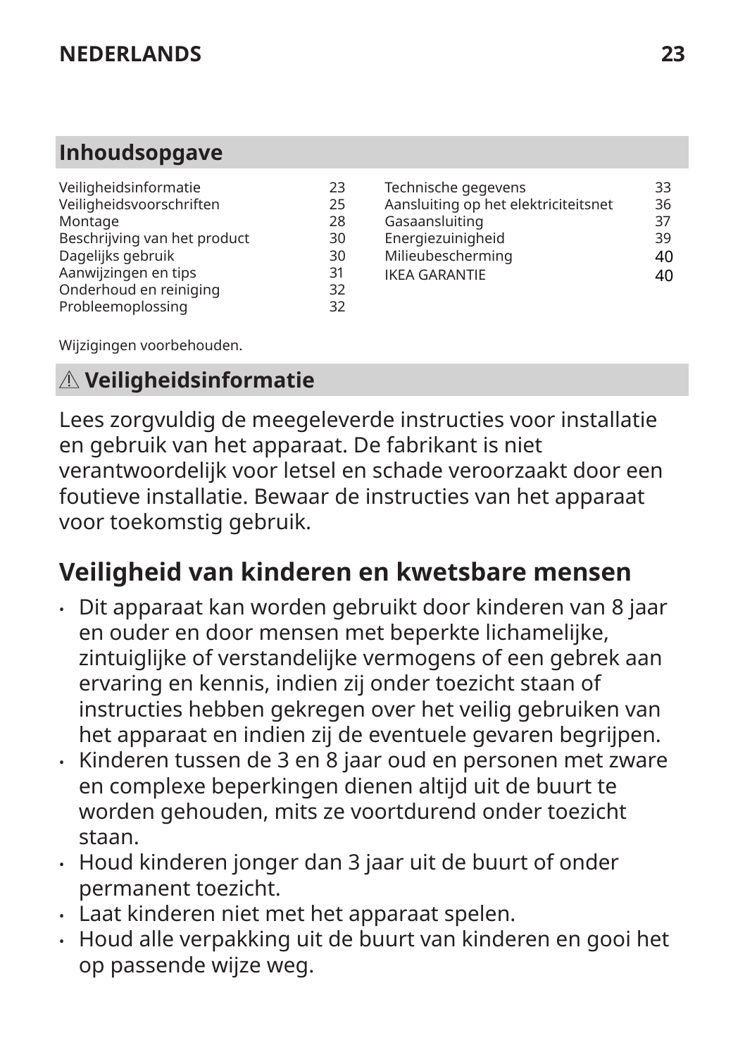## Inhoudsopgave

| | |
|---|---|
| Veiligheidsinformatie | 23 |
| Veiligheidsvoorschriften | 25 |
| Montage | 28 |
| Beschrijving van het product | 30 |
| Dagelijks gebruik | 30 |
| Aanwijzingen en tips | 31 |
| Onderhoud en reiniging | 32 |
| Probleemoplossing | 32 |
| Technische gegevens | 33 |
| Aansluiting op het elektriciteitsnet | 36 |
| Gasaansluiting | 37 |
| Energiezuinigheid | 39 |
| Milieubescherming | 40 |
| IKEA GARANTIE | 40 |

Wijzigingen voorbehouden.

## ⚠ Veiligheidsinformatie

Lees zorgvuldig de meegeleverde instructies voor installatie en gebruik van het apparaat. De fabrikant is niet verantwoordelijk voor letsel en schade veroorzaakt door een foutieve installatie. Bewaar de instructies van het apparaat voor toekomstig gebruik.

## Veiligheid van kinderen en kwetsbare mensen

- Dit apparaat kan worden gebruikt door kinderen van 8 jaar en ouder en door mensen met beperkte lichamelijke, zintuiglijke of verstandelijke vermogens of een gebrek aan ervaring en kennis, indien zij onder toezicht staan of instructies hebben gekregen over het veilig gebruiken van het apparaat en indien zij de eventuele gevaren begrijpen.
- Kinderen tussen de 3 en 8 jaar oud en personen met zware en complexe beperkingen dienen altijd uit de buurt te worden gehouden, mits ze voortdurend onder toezicht staan.
- Houd kinderen jonger dan 3 jaar uit de buurt of onder permanent toezicht.
- Laat kinderen niet met het apparaat spelen.
- Houd alle verpakking uit de buurt van kinderen en gooi het op passende wijze weg.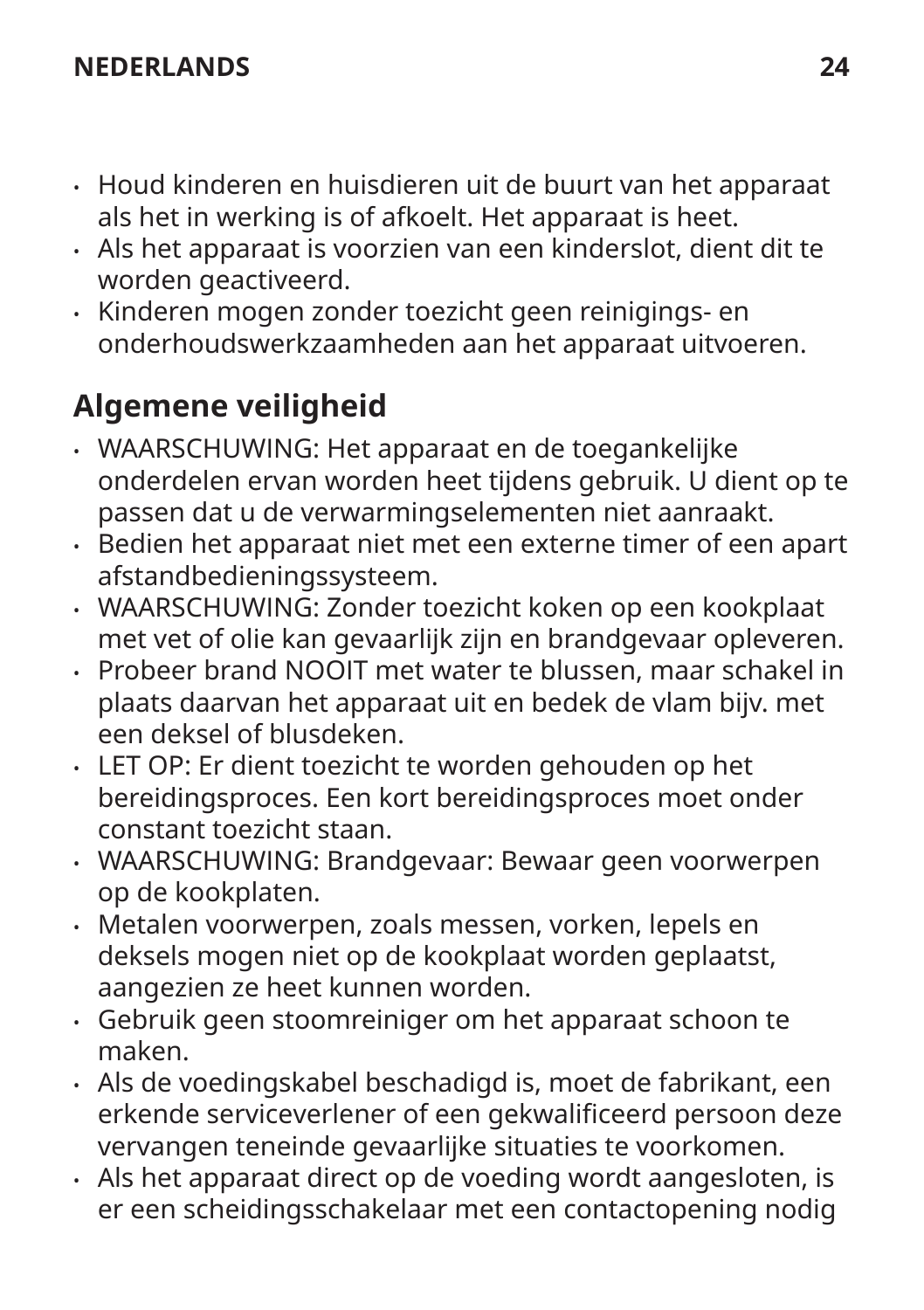- Houd kinderen en huisdieren uit de buurt van het apparaat als het in werking is of afkoelt. Het apparaat is heet.
- Als het apparaat is voorzien van een kinderslot, dient dit te worden geactiveerd.
- Kinderen mogen zonder toezicht geen reinigings- en onderhoudswerkzaamheden aan het apparaat uitvoeren.

## Algemene veiligheid

- WAARSCHUWING: Het apparaat en de toegankelijke onderdelen ervan worden heet tijdens gebruik. U dient op te passen dat u de verwarmingselementen niet aanraakt.
- Bedien het apparaat niet met een externe timer of een apart afstandbedieningssysteem.
- WAARSCHUWING: Zonder toezicht koken op een kookplaat met vet of olie kan gevaarlijk zijn en brandgevaar opleveren.
- Probeer brand NOOIT met water te blussen, maar schakel in plaats daarvan het apparaat uit en bedek de vlam bijv. met een deksel of blusdeken.
- LET OP: Er dient toezicht te worden gehouden op het bereidingsproces. Een kort bereidingsproces moet onder constant toezicht staan.
- WAARSCHUWING: Brandgevaar: Bewaar geen voorwerpen op de kookplaten.
- Metalen voorwerpen, zoals messen, vorken, lepels en deksels mogen niet op de kookplaat worden geplaatst, aangezien ze heet kunnen worden.
- Gebruik geen stoomreiniger om het apparaat schoon te maken.
- Als de voedingskabel beschadigd is, moet de fabrikant, een erkende serviceverlener of een gekwalificeerd persoon deze vervangen teneinde gevaarlijke situaties te voorkomen.
- Als het apparaat direct op de voeding wordt aangesloten, is er een scheidingsschakelaar met een contactopening nodig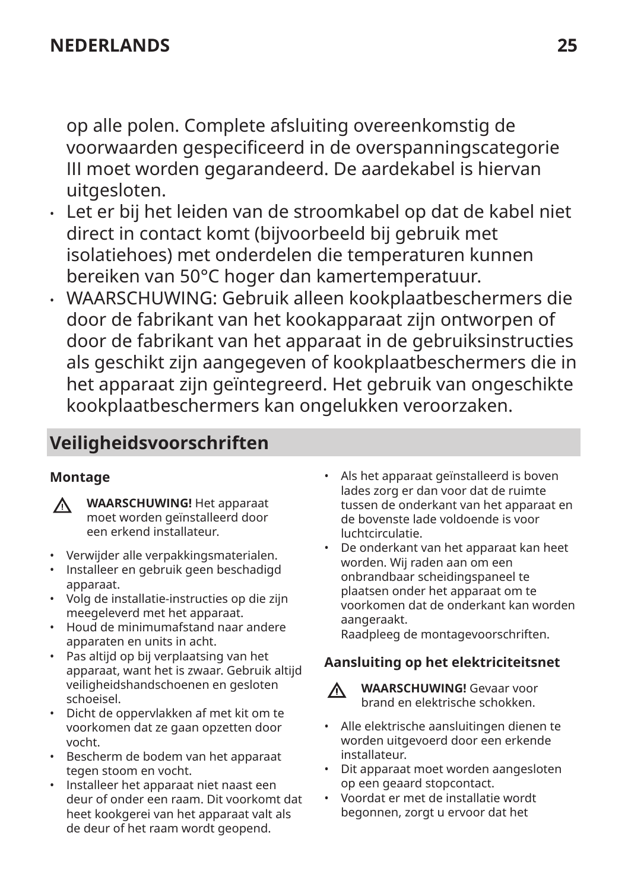op alle polen. Complete afsluiting overeenkomstig de voorwaarden gespecificeerd in de overspanningscategorie III moet worden gegarandeerd. De aardekabel is hiervan uitgesloten.

- Let er bij het leiden van de stroomkabel op dat de kabel niet direct in contact komt (bijvoorbeeld bij gebruik met isolatiehoes) met onderdelen die temperaturen kunnen bereiken van 50°C hoger dan kamertemperatuur.
- WAARSCHUWING: Gebruik alleen kookplaatbeschermers die door de fabrikant van het kookapparaat zijn ontworpen of door de fabrikant van het apparaat in de gebruiksinstructies als geschikt zijn aangegeven of kookplaatbeschermers die in het apparaat zijn geïntegreerd. Het gebruik van ongeschikte kookplaatbeschermers kan ongelukken veroorzaken.

## Veiligheidsvoorschriften

### Montage

⚠ **WAARSCHUWING!** Het apparaat moet worden geïnstalleerd door een erkend installateur.

- Verwijder alle verpakkingsmaterialen.
- Installeer en gebruik geen beschadigd apparaat.
- Volg de installatie-instructies op die zijn meegeleverd met het apparaat.
- Houd de minimumafstand naar andere apparaten en units in acht.
- Pas altijd op bij verplaatsing van het apparaat, want het is zwaar. Gebruik altijd veiligheidshandschoenen en gesloten schoeisel.
- Dicht de oppervlakken af met kit om te voorkomen dat ze gaan opzetten door vocht.
- Bescherm de bodem van het apparaat tegen stoom en vocht.
- Installeer het apparaat niet naast een deur of onder een raam. Dit voorkomt dat heet kookgerei van het apparaat valt als de deur of het raam wordt geopend.
- Als het apparaat geïnstalleerd is boven lades zorg er dan voor dat de ruimte tussen de onderkant van het apparaat en de bovenste lade voldoende is voor luchtcirculatie.
- De onderkant van het apparaat kan heet worden. Wij raden aan om een onbrandbaar scheidingspaneel te plaatsen onder het apparaat om te voorkomen dat de onderkant kan worden aangeraakt.
  Raadpleeg de montagevoorschriften.

### Aansluiting op het elektriciteitsnet

⚠ **WAARSCHUWING!** Gevaar voor brand en elektrische schokken.

- Alle elektrische aansluitingen dienen te worden uitgevoerd door een erkende installateur.
- Dit apparaat moet worden aangesloten op een geaard stopcontact.
- Voordat er met de installatie wordt begonnen, zorgt u ervoor dat het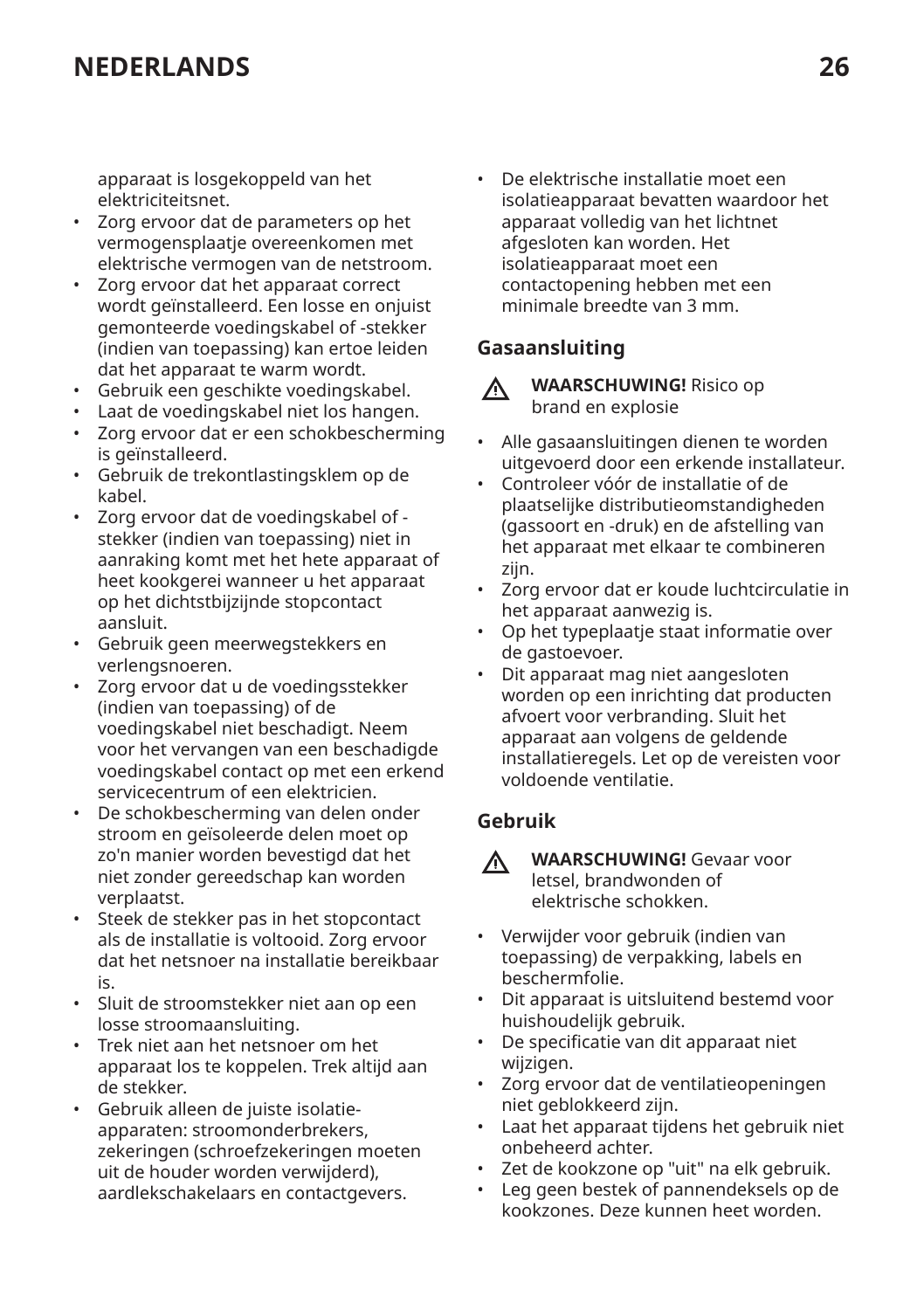apparaat is losgekoppeld van het elektriciteitsnet.

- Zorg ervoor dat de parameters op het vermogensplaatje overeenkomen met elektrische vermogen van de netstroom.
- Zorg ervoor dat het apparaat correct wordt geïnstalleerd. Een losse en onjuist gemonteerde voedingskabel of -stekker (indien van toepassing) kan ertoe leiden dat het apparaat te warm wordt.
- Gebruik een geschikte voedingskabel.
- Laat de voedingskabel niet los hangen.
- Zorg ervoor dat er een schokbescherming is geïnstalleerd.
- Gebruik de trekontlastingsklem op de kabel.
- Zorg ervoor dat de voedingskabel of -stekker (indien van toepassing) niet in aanraking komt met het hete apparaat of heet kookgerei wanneer u het apparaat op het dichtstbijzijnde stopcontact aansluit.
- Gebruik geen meerwegstekkers en verlengsnoeren.
- Zorg ervoor dat u de voedingsstekker (indien van toepassing) of de voedingskabel niet beschadigt. Neem voor het vervangen van een beschadigde voedingskabel contact op met een erkend servicecentrum of een elektricien.
- De schokbescherming van delen onder stroom en geïsoleerde delen moet op zo'n manier worden bevestigd dat het niet zonder gereedschap kan worden verplaatst.
- Steek de stekker pas in het stopcontact als de installatie is voltooid. Zorg ervoor dat het netsnoer na installatie bereikbaar is.
- Sluit de stroomstekker niet aan op een losse stroomaansluiting.
- Trek niet aan het netsnoer om het apparaat los te koppelen. Trek altijd aan de stekker.
- Gebruik alleen de juiste isolatie-apparaten: stroomonderbrekers, zekeringen (schroefzekeringen moeten uit de houder worden verwijderd), aardlekschakelaars en contactgevers.
- De elektrische installatie moet een isolatieapparaat bevatten waardoor het apparaat volledig van het lichtnet afgesloten kan worden. Het isolatieapparaat moet een contactopening hebben met een minimale breedte van 3 mm.

### Gasaansluiting

⚠ **WAARSCHUWING!** Risico op brand en explosie

- Alle gasaansluitingen dienen te worden uitgevoerd door een erkende installateur.
- Controleer vóór de installatie of de plaatselijke distributieomstandigheden (gassoort en -druk) en de afstelling van het apparaat met elkaar te combineren zijn.
- Zorg ervoor dat er koude luchtcirculatie in het apparaat aanwezig is.
- Op het typeplaatje staat informatie over de gastoevoer.
- Dit apparaat mag niet aangesloten worden op een inrichting dat producten afvoert voor verbranding. Sluit het apparaat aan volgens de geldende installatieregels. Let op de vereisten voor voldoende ventilatie.

### Gebruik

⚠ **WAARSCHUWING!** Gevaar voor letsel, brandwonden of elektrische schokken.

- Verwijder voor gebruik (indien van toepassing) de verpakking, labels en beschermfolie.
- Dit apparaat is uitsluitend bestemd voor huishoudelijk gebruik.
- De specificatie van dit apparaat niet wijzigen.
- Zorg ervoor dat de ventilatieopeningen niet geblokkeerd zijn.
- Laat het apparaat tijdens het gebruik niet onbeheerd achter.
- Zet de kookzone op "uit" na elk gebruik.
- Leg geen bestek of pannendeksels op de kookzones. Deze kunnen heet worden.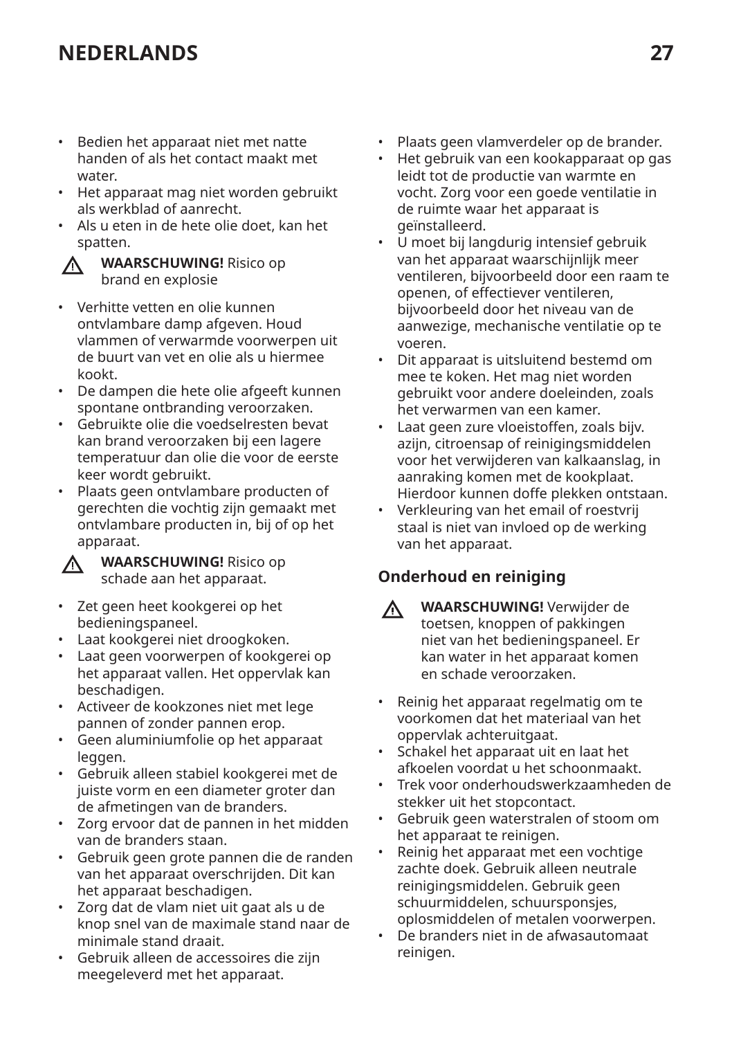- Bedien het apparaat niet met natte handen of als het contact maakt met water.
- Het apparaat mag niet worden gebruikt als werkblad of aanrecht.
- Als u eten in de hete olie doet, kan het spatten.

⚠ **WAARSCHUWING!** Risico op brand en explosie

- Verhitte vetten en olie kunnen ontvlambare damp afgeven. Houd vlammen of verwarmde voorwerpen uit de buurt van vet en olie als u hiermee kookt.
- De dampen die hete olie afgeeft kunnen spontane ontbranding veroorzaken.
- Gebruikte olie die voedselresten bevat kan brand veroorzaken bij een lagere temperatuur dan olie die voor de eerste keer wordt gebruikt.
- Plaats geen ontvlambare producten of gerechten die vochtig zijn gemaakt met ontvlambare producten in, bij of op het apparaat.

⚠ **WAARSCHUWING!** Risico op schade aan het apparaat.

- Zet geen heet kookgerei op het bedieningspaneel.
- Laat kookgerei niet droogkoken.
- Laat geen voorwerpen of kookgerei op het apparaat vallen. Het oppervlak kan beschadigen.
- Activeer de kookzones niet met lege pannen of zonder pannen erop.
- Geen aluminiumfolie op het apparaat leggen.
- Gebruik alleen stabiel kookgerei met de juiste vorm en een diameter groter dan de afmetingen van de branders.
- Zorg ervoor dat de pannen in het midden van de branders staan.
- Gebruik geen grote pannen die de randen van het apparaat overschrijden. Dit kan het apparaat beschadigen.
- Zorg dat de vlam niet uit gaat als u de knop snel van de maximale stand naar de minimale stand draait.
- Gebruik alleen de accessoires die zijn meegeleverd met het apparaat.
- Plaats geen vlamverdeler op de brander.
- Het gebruik van een kookapparaat op gas leidt tot de productie van warmte en vocht. Zorg voor een goede ventilatie in de ruimte waar het apparaat is geïnstalleerd.
- U moet bij langdurig intensief gebruik van het apparaat waarschijnlijk meer ventileren, bijvoorbeeld door een raam te openen, of effectiever ventileren, bijvoorbeeld door het niveau van de aanwezige, mechanische ventilatie op te voeren.
- Dit apparaat is uitsluitend bestemd om mee te koken. Het mag niet worden gebruikt voor andere doeleinden, zoals het verwarmen van een kamer.
- Laat geen zure vloeistoffen, zoals bijv. azijn, citroensap of reinigingsmiddelen voor het verwijderen van kalkaanslag, in aanraking komen met de kookplaat. Hierdoor kunnen doffe plekken ontstaan.
- Verkleuring van het email of roestvrij staal is niet van invloed op de werking van het apparaat.

### Onderhoud en reiniging

⚠ **WAARSCHUWING!** Verwijder de toetsen, knoppen of pakkingen niet van het bedieningspaneel. Er kan water in het apparaat komen en schade veroorzaken.

- Reinig het apparaat regelmatig om te voorkomen dat het materiaal van het oppervlak achteruitgaat.
- Schakel het apparaat uit en laat het afkoelen voordat u het schoonmaakt.
- Trek voor onderhoudswerkzaamheden de stekker uit het stopcontact.
- Gebruik geen waterstralen of stoom om het apparaat te reinigen.
- Reinig het apparaat met een vochtige zachte doek. Gebruik alleen neutrale reinigingsmiddelen. Gebruik geen schuurmiddelen, schuursponsjes, oplosmiddelen of metalen voorwerpen.
- De branders niet in de afwasautomaat reinigen.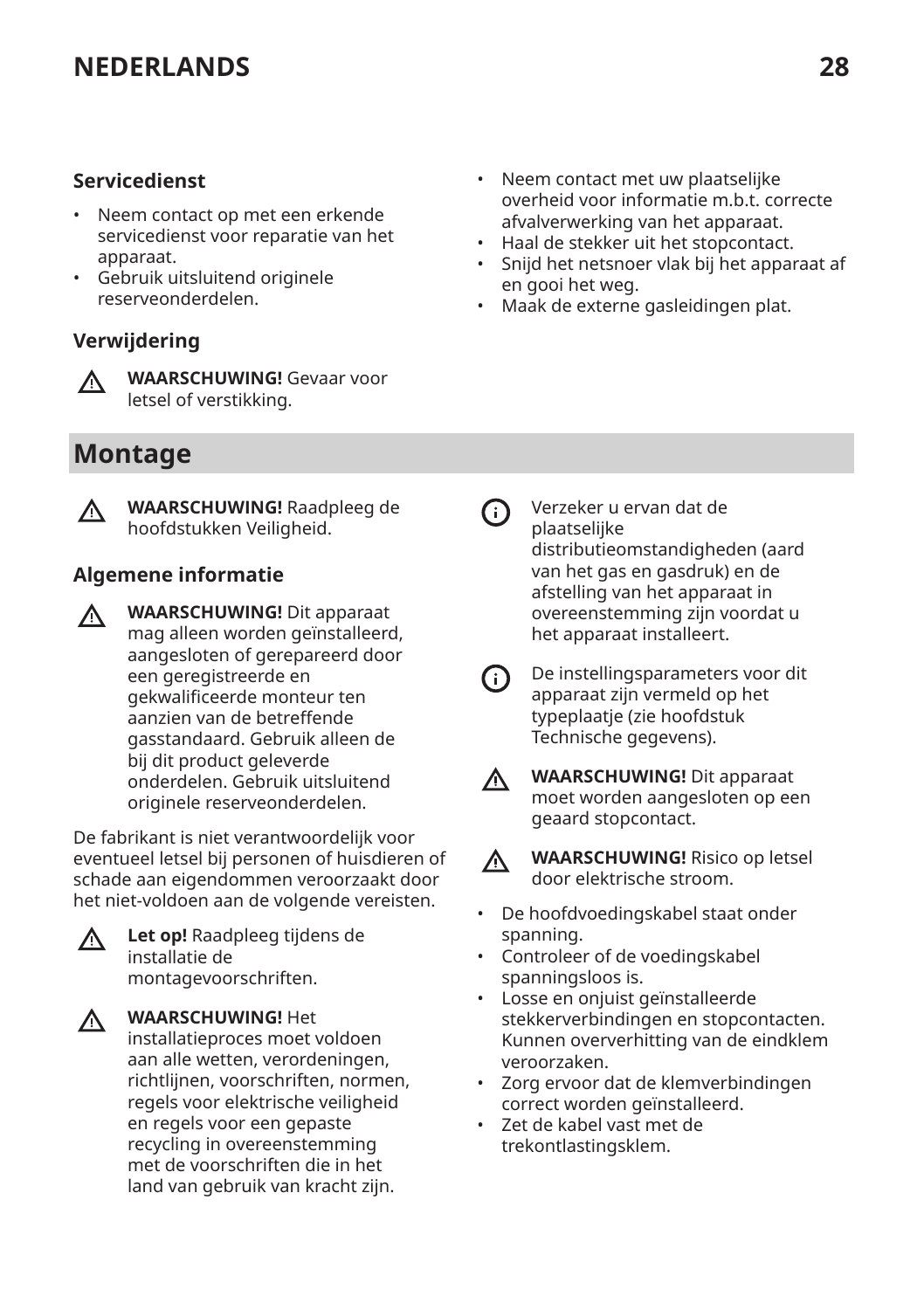### Servicedienst

- Neem contact op met een erkende servicedienst voor reparatie van het apparaat.
- Gebruik uitsluitend originele reserveonderdelen.

### Verwijdering

⚠ **WAARSCHUWING!** Gevaar voor letsel of verstikking.

- Neem contact met uw plaatselijke overheid voor informatie m.b.t. correcte afvalverwerking van het apparaat.
- Haal de stekker uit het stopcontact.
- Snijd het netsnoer vlak bij het apparaat af en gooi het weg.
- Maak de externe gasleidingen plat.

## Montage

⚠ **WAARSCHUWING!** Raadpleeg de hoofdstukken Veiligheid.

### Algemene informatie

⚠ **WAARSCHUWING!** Dit apparaat mag alleen worden geïnstalleerd, aangesloten of gerepareerd door een geregistreerde en gekwalificeerde monteur ten aanzien van de betreffende gasstandaard. Gebruik alleen de bij dit product geleverde onderdelen. Gebruik uitsluitend originele reserveonderdelen.

De fabrikant is niet verantwoordelijk voor eventueel letsel bij personen of huisdieren of schade aan eigendommen veroorzaakt door het niet-voldoen aan de volgende vereisten.

⚠ **Let op!** Raadpleeg tijdens de installatie de montagevoorschriften.

⚠ **WAARSCHUWING!** Het installatieproces moet voldoen aan alle wetten, verordeningen, richtlijnen, voorschriften, normen, regels voor elektrische veiligheid en regels voor een gepaste recycling in overeenstemming met de voorschriften die in het land van gebruik van kracht zijn.

ⓘ Verzeker u ervan dat de plaatselijke distributieomstandigheden (aard van het gas en gasdruk) en de afstelling van het apparaat in overeenstemming zijn voordat u het apparaat installeert.

ⓘ De instellingsparameters voor dit apparaat zijn vermeld op het typeplaatje (zie hoofdstuk Technische gegevens).

⚠ **WAARSCHUWING!** Dit apparaat moet worden aangesloten op een geaard stopcontact.

⚠ **WAARSCHUWING!** Risico op letsel door elektrische stroom.

- De hoofdvoedingskabel staat onder spanning.
- Controleer of de voedingskabel spanningsloos is.
- Losse en onjuist geïnstalleerde stekkerverbindingen en stopcontacten. Kunnen oververhitting van de eindklem veroorzaken.
- Zorg ervoor dat de klemverbindingen correct worden geïnstalleerd.
- Zet de kabel vast met de trekontlastingsklem.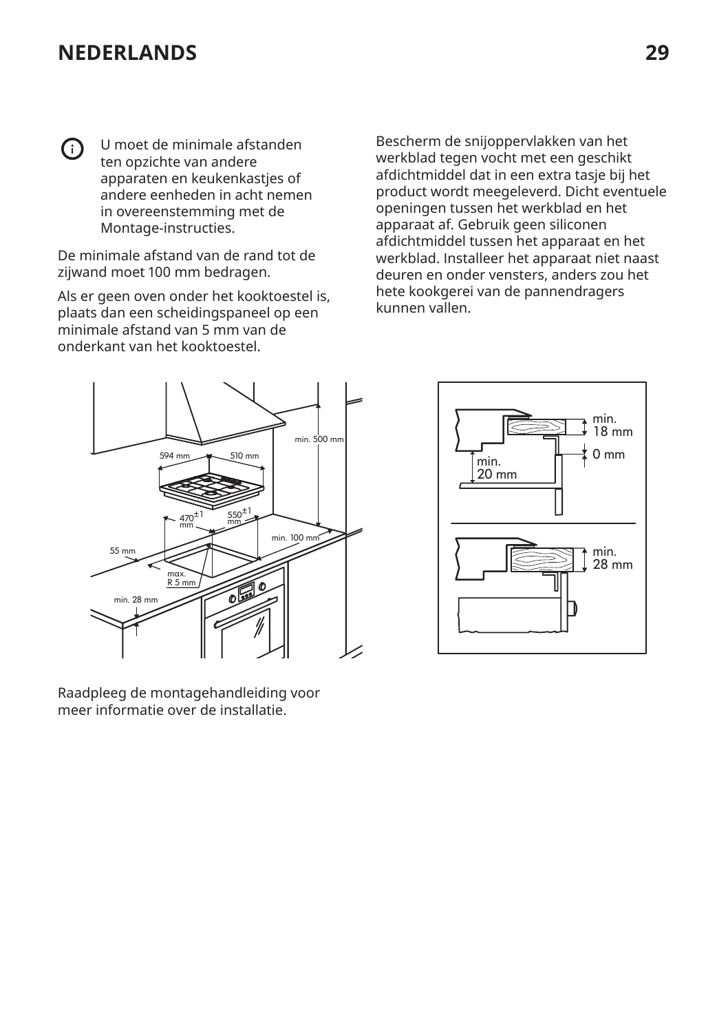U moet de minimale afstanden ten opzichte van andere apparaten en keukenkastjes of andere eenheden in acht nemen in overeenstemming met de Montage-instructies.

De minimale afstand van de rand tot de zijwand moet 100 mm bedragen.

Als er geen oven onder het kooktoestel is, plaats dan een scheidingspaneel op een minimale afstand van 5 mm van de onderkant van het kooktoestel.

Bescherm de snijoppervlakken van het werkblad tegen vocht met een geschikt afdichtmiddel dat in een extra tasje bij het product wordt meegeleverd. Dicht eventuele openingen tussen het werkblad en het apparaat af. Gebruik geen siliconen afdichtmiddel tussen het apparaat en het werkblad. Installeer het apparaat niet naast deuren en onder vensters, anders zou het hete kookgerei van de pannendragers kunnen vallen.

Raadpleeg de montagehandleiding voor meer informatie over de installatie.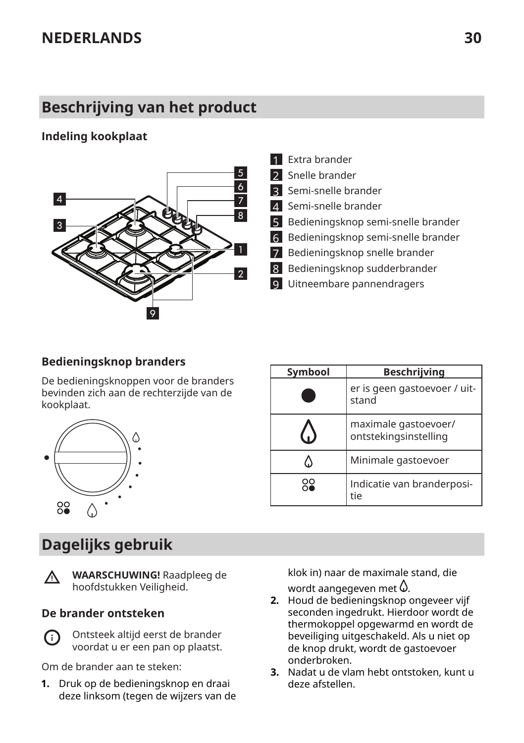## Beschrijving van het product

### Indeling kookplaat

1. Extra brander
2. Snelle brander
3. Semi-snelle brander
4. Semi-snelle brander
5. Bedieningsknop semi-snelle brander
6. Bedieningsknop semi-snelle brander
7. Bedieningsknop snelle brander
8. Bedieningsknop sudderbrander
9. Uitneembare pannendragers

### Bedieningsknop branders

De bedieningsknoppen voor de branders bevinden zich aan de rechterzijde van de kookplaat.

| Symbool | Beschrijving |
|---|---|
| ● | er is geen gastoevoer / uitstand |
| 🔥 (groot) | maximale gastoevoer/ ontstekingsinstelling |
| 🔥 (klein) | Minimale gastoevoer |
| ○○ ○● | Indicatie van branderpositie |

## Dagelijks gebruik

**WAARSCHUWING!** Raadpleeg de hoofdstukken Veiligheid.

### De brander ontsteken

Ontsteek altijd eerst de brander voordat u er een pan op plaatst.

Om de brander aan te steken:

1. Druk op de bedieningsknop en draai deze linksom (tegen de wijzers van de klok in) naar de maximale stand, die wordt aangegeven met 🔥.
2. Houd de bedieningsknop ongeveer vijf seconden ingedrukt. Hierdoor wordt de thermokoppel opgewarmd en wordt de beveiliging uitgeschakeld. Als u niet op de knop drukt, wordt de gastoevoer onderbroken.
3. Nadat u de vlam hebt ontstoken, kunt u deze afstellen.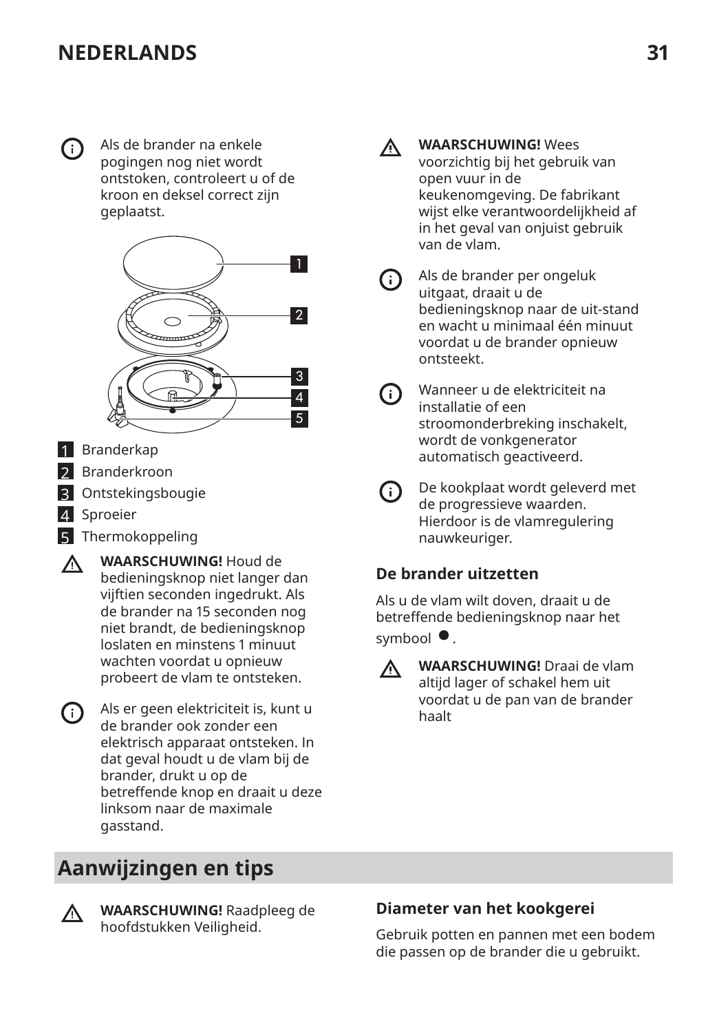Als de brander na enkele pogingen nog niet wordt ontstoken, controleert u of de kroon en deksel correct zijn geplaatst.

1. Branderkap
2. Branderkroon
3. Ontstekingsbougie
4. Sproeier
5. Thermokoppeling

**WAARSCHUWING!** Houd de bedieningsknop niet langer dan vijftien seconden ingedrukt. Als de brander na 15 seconden nog niet brandt, de bedieningsknop loslaten en minstens 1 minuut wachten voordat u opnieuw probeert de vlam te ontsteken.

Als er geen elektriciteit is, kunt u de brander ook zonder een elektrisch apparaat ontsteken. In dat geval houdt u de vlam bij de brander, drukt u op de betreffende knop en draait u deze linksom naar de maximale gasstand.

**WAARSCHUWING!** Wees voorzichtig bij het gebruik van open vuur in de keukenomgeving. De fabrikant wijst elke verantwoordelijkheid af in het geval van onjuist gebruik van de vlam.

Als de brander per ongeluk uitgaat, draait u de bedieningsknop naar de uit-stand en wacht u minimaal één minuut voordat u de brander opnieuw ontsteekt.

Wanneer u de elektriciteit na installatie of een stroomonderbreking inschakelt, wordt de vonkgenerator automatisch geactiveerd.

De kookplaat wordt geleverd met de progressieve waarden. Hierdoor is de vlamregulering nauwkeuriger.

### De brander uitzetten

Als u de vlam wilt doven, draait u de betreffende bedieningsknop naar het symbool ●.

**WAARSCHUWING!** Draai de vlam altijd lager of schakel hem uit voordat u de pan van de brander haalt

## Aanwijzingen en tips

**WAARSCHUWING!** Raadpleeg de hoofdstukken Veiligheid.

### Diameter van het kookgerei

Gebruik potten en pannen met een bodem die passen op de brander die u gebruikt.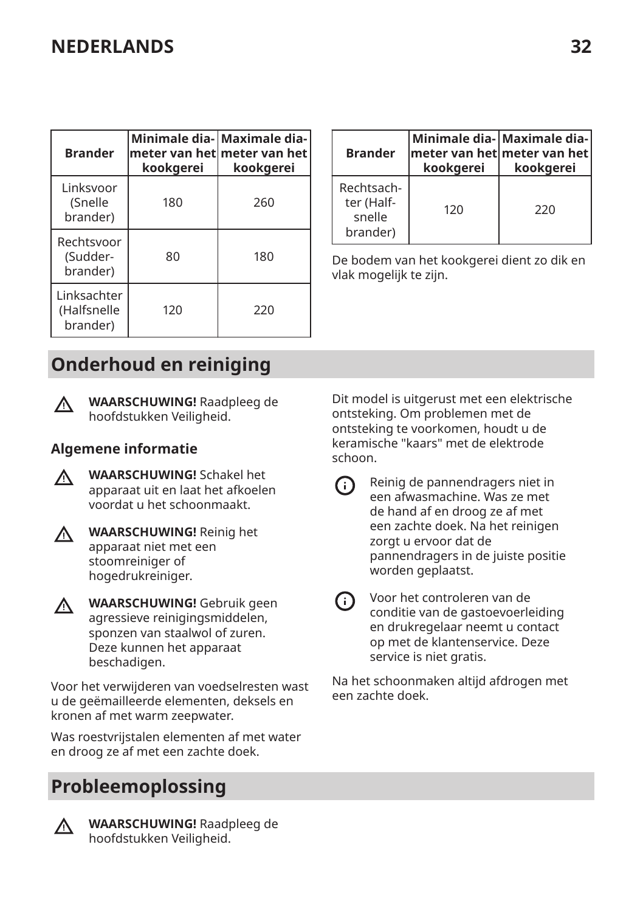| Brander | Minimale diameter van het kookgerei | Maximale diameter van het kookgerei |
|---|---|---|
| Linksvoor (Snelle brander) | 180 | 260 |
| Rechtsvoor (Sudderbrander) | 80 | 180 |
| Linksachter (Halfsnelle brander) | 120 | 220 |
| Rechtsachter (Halfsnelle brander) | 120 | 220 |

De bodem van het kookgerei dient zo dik en vlak mogelijk te zijn.

## Onderhoud en reiniging

⚠ **WAARSCHUWING!** Raadpleeg de hoofdstukken Veiligheid.

### Algemene informatie

⚠ **WAARSCHUWING!** Schakel het apparaat uit en laat het afkoelen voordat u het schoonmaakt.

⚠ **WAARSCHUWING!** Reinig het apparaat niet met een stoomreiniger of hogedrukreiniger.

⚠ **WAARSCHUWING!** Gebruik geen agressieve reinigingsmiddelen, sponzen van staalwol of zuren. Deze kunnen het apparaat beschadigen.

Voor het verwijderen van voedselresten wast u de geëmailleerde elementen, deksels en kronen af met warm zeepwater.

Was roestvrijstalen elementen af met water en droog ze af met een zachte doek.

Dit model is uitgerust met een elektrische ontsteking. Om problemen met de ontsteking te voorkomen, houdt u de keramische "kaars" met de elektrode schoon.

ⓘ Reinig de pannendragers niet in een afwasmachine. Was ze met de hand af en droog ze af met een zachte doek. Na het reinigen zorgt u ervoor dat de pannendragers in de juiste positie worden geplaatst.

ⓘ Voor het controleren van de conditie van de gastoevoerleiding en drukregelaar neemt u contact op met de klantenservice. Deze service is niet gratis.

Na het schoonmaken altijd afdrogen met een zachte doek.

## Probleemoplossing

⚠ **WAARSCHUWING!** Raadpleeg de hoofdstukken Veiligheid.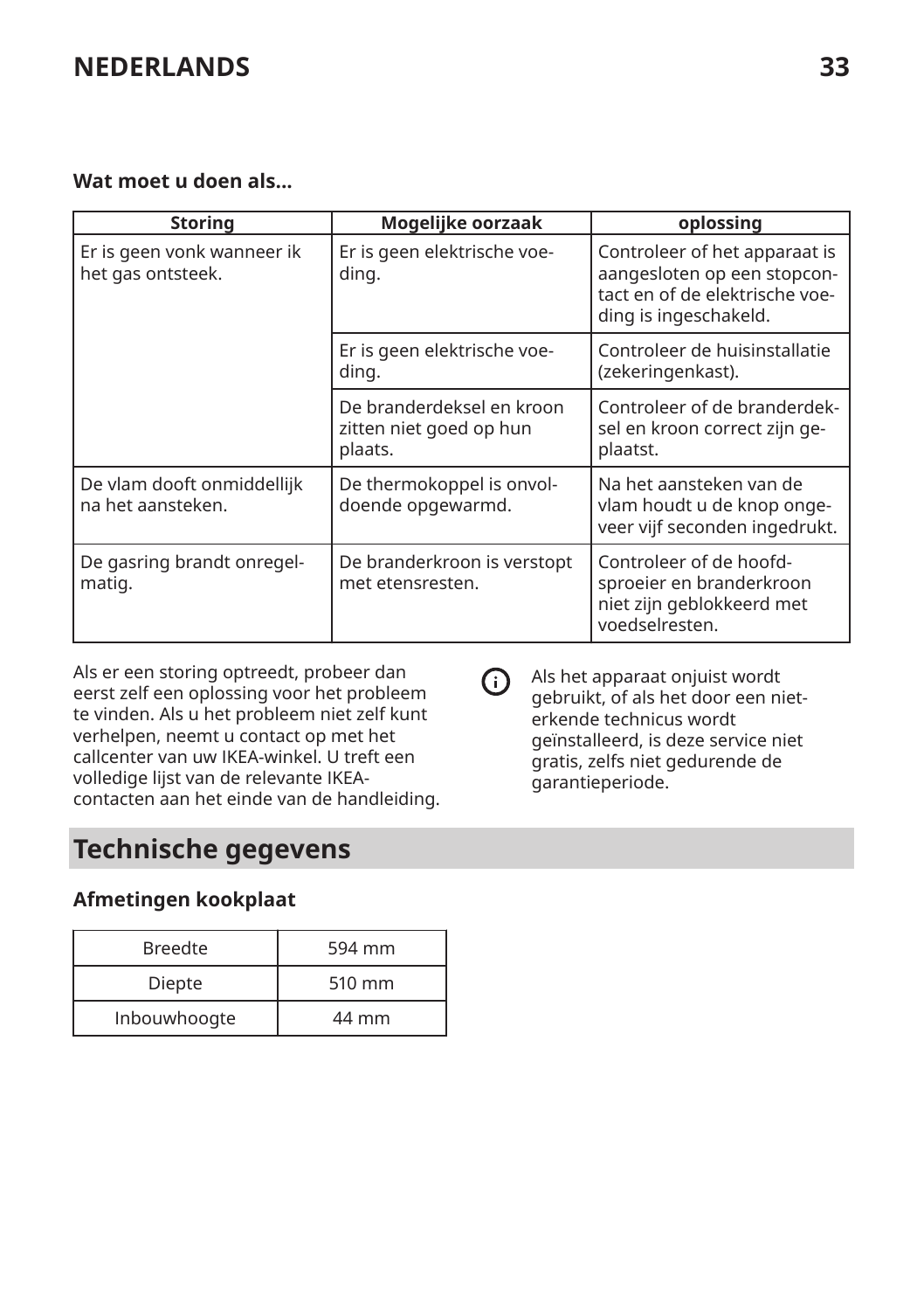**Wat moet u doen als...**

| Storing | Mogelijke oorzaak | oplossing |
|---|---|---|
| Er is geen vonk wanneer ik het gas ontsteek. | Er is geen elektrische voeding. | Controleer of het apparaat is aangesloten op een stopcontact en of de elektrische voeding is ingeschakeld. |
| | Er is geen elektrische voeding. | Controleer de huisinstallatie (zekeringenkast). |
| | De branderdeksel en kroon zitten niet goed op hun plaats. | Controleer of de branderdeksel en kroon correct zijn geplaatst. |
| De vlam dooft onmiddellijk na het aansteken. | De thermokoppel is onvoldoende opgewarmd. | Na het aansteken van de vlam houdt u de knop ongeveer vijf seconden ingedrukt. |
| De gasring brandt onregelmatig. | De branderkroon is verstopt met etensresten. | Controleer of de hoofdsproeier en branderkroon niet zijn geblokkeerd met voedselresten. |

Als er een storing optreedt, probeer dan eerst zelf een oplossing voor het probleem te vinden. Als u het probleem niet zelf kunt verhelpen, neemt u contact op met het callcenter van uw IKEA-winkel. U treft een volledige lijst van de relevante IKEA-contacten aan het einde van de handleiding.

Als het apparaat onjuist wordt gebruikt, of als het door een niet-erkende technicus wordt geïnstalleerd, is deze service niet gratis, zelfs niet gedurende de garantieperiode.

## Technische gegevens

**Afmetingen kookplaat**

| Breedte | 594 mm |
|---|---|
| Diepte | 510 mm |
| Inbouwhoogte | 44 mm |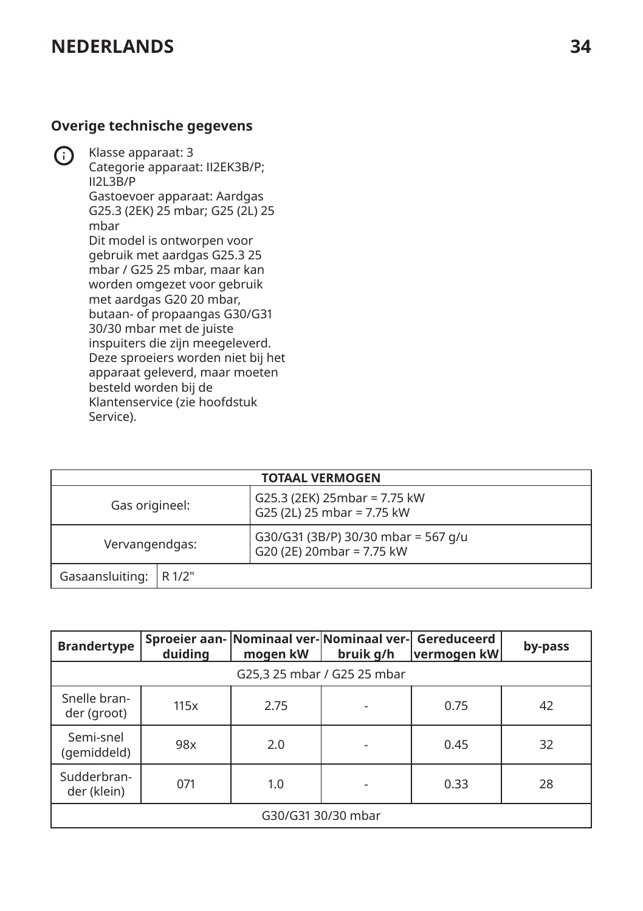### Overige technische gegevens

Klasse apparaat: 3
Categorie apparaat: II2EK3B/P; II2L3B/P
Gastoevoer apparaat: Aardgas G25.3 (2EK) 25 mbar; G25 (2L) 25 mbar
Dit model is ontworpen voor gebruik met aardgas G25.3 25 mbar / G25 25 mbar, maar kan worden omgezet voor gebruik met aardgas G20 20 mbar, butaan- of propaangas G30/G31 30/30 mbar met de juiste inspuiters die zijn meegeleverd. Deze sproeiers worden niet bij het apparaat geleverd, maar moeten besteld worden bij de Klantenservice (zie hoofdstuk Service).

| TOTAAL VERMOGEN | | |
|---|---|---|
| Gas origineel: | | G25.3 (2EK) 25mbar = 7.75 kW<br>G25 (2L) 25 mbar = 7.75 kW |
| Vervangendgas: | | G30/G31 (3B/P) 30/30 mbar = 567 g/u<br>G20 (2E) 20mbar = 7.75 kW |
| Gasaansluiting: | R 1/2" | |

| Brandertype | Sproeier aanduiding | Nominaal vermogen kW | Nominaal verbruik g/h | Gereduceerd vermogen kW | by-pass |
|---|---|---|---|---|---|
| G25,3 25 mbar / G25 25 mbar | | | | | |
| Snelle brander (groot) | 115x | 2.75 | - | 0.75 | 42 |
| Semi-snel (gemiddeld) | 98x | 2.0 | - | 0.45 | 32 |
| Sudderbrander (klein) | 071 | 1.0 | - | 0.33 | 28 |
| G30/G31 30/30 mbar | | | | | |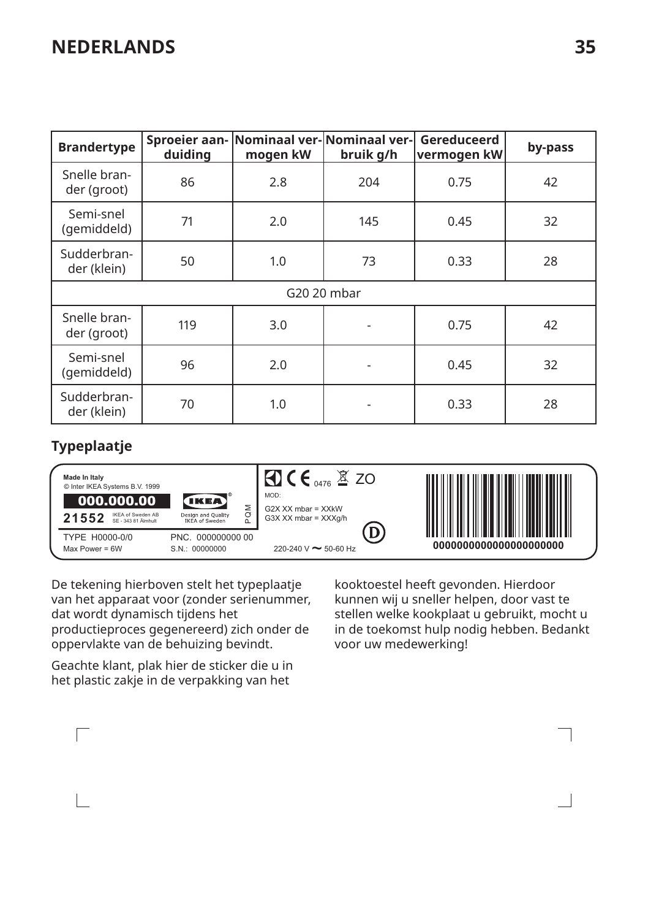| Brandertype | Sproeier aanduiding | Nominaal vermogen kW | Nominaal verbruik g/h | Gereduceerd vermogen kW | by-pass |
|---|---|---|---|---|---|
| Snelle brander (groot) | 86 | 2.8 | 204 | 0.75 | 42 |
| Semi-snel (gemiddeld) | 71 | 2.0 | 145 | 0.45 | 32 |
| Sudderbrander (klein) | 50 | 1.0 | 73 | 0.33 | 28 |
| G20 20 mbar | | | | | |
| Snelle brander (groot) | 119 | 3.0 | - | 0.75 | 42 |
| Semi-snel (gemiddeld) | 96 | 2.0 | - | 0.45 | 32 |
| Sudderbrander (klein) | 70 | 1.0 | - | 0.33 | 28 |

## Typeplaatje

Made In Italy
© Inter IKEA Systems B.V. 1999
000.000.00
21552 IKEA of Sweden AB SE - 343 81 Älmhult
IKEA® Design and Quality IKEA of Sweden
PQM
CE 0476 ZO
MOD:
G2X XX mbar = XXkW
G3X XX mbar = XXXg/h
D
TYPE H0000-0/0
Max Power = 6W
PNC. 000000000 00
S.N.: 00000000
220-240 V ~ 50-60 Hz
0000000000000000000000

De tekening hierboven stelt het typeplaatje van het apparaat voor (zonder serienummer, dat wordt dynamisch tijdens het productieproces gegenereerd) zich onder de oppervlakte van de behuizing bevindt.

Geachte klant, plak hier de sticker die u in het plastic zakje in de verpakking van het kooktoestel heeft gevonden. Hierdoor kunnen wij u sneller helpen, door vast te stellen welke kookplaat u gebruikt, mocht u in de toekomst hulp nodig hebben. Bedankt voor uw medewerking!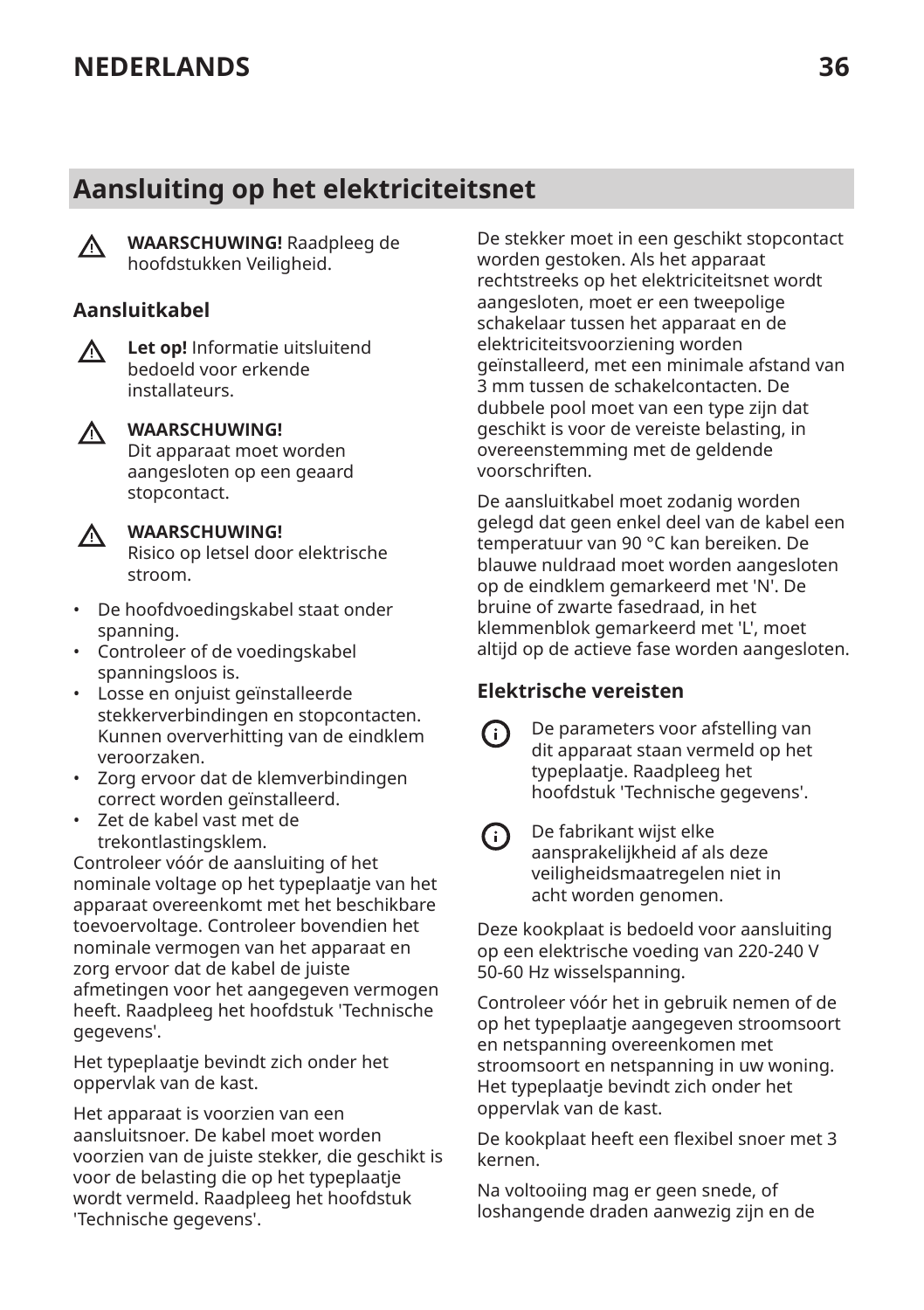## Aansluiting op het elektriciteitsnet

⚠ **WAARSCHUWING!** Raadpleeg de hoofdstukken Veiligheid.

### Aansluitkabel

⚠ **Let op!** Informatie uitsluitend bedoeld voor erkende installateurs.

⚠ **WAARSCHUWING!**
Dit apparaat moet worden aangesloten op een geaard stopcontact.

⚠ **WAARSCHUWING!**
Risico op letsel door elektrische stroom.

- De hoofdvoedingskabel staat onder spanning.
- Controleer of de voedingskabel spanningsloos is.
- Losse en onjuist geïnstalleerde stekkerverbindingen en stopcontacten. Kunnen oververhitting van de eindklem veroorzaken.
- Zorg ervoor dat de klemverbindingen correct worden geïnstalleerd.
- Zet de kabel vast met de trekontlastingsklem.

Controleer vóór de aansluiting of het nominale voltage op het typeplaatje van het apparaat overeenkomt met het beschikbare toevoervoltage. Controleer bovendien het nominale vermogen van het apparaat en zorg ervoor dat de kabel de juiste afmetingen voor het aangegeven vermogen heeft. Raadpleeg het hoofdstuk 'Technische gegevens'.

Het typeplaatje bevindt zich onder het oppervlak van de kast.

Het apparaat is voorzien van een aansluitsnoer. De kabel moet worden voorzien van de juiste stekker, die geschikt is voor de belasting die op het typeplaatje wordt vermeld. Raadpleeg het hoofdstuk 'Technische gegevens'.

De stekker moet in een geschikt stopcontact worden gestoken. Als het apparaat rechtstreeks op het elektriciteitsnet wordt aangesloten, moet er een tweepolige schakelaar tussen het apparaat en de elektriciteitsvoorziening worden geïnstalleerd, met een minimale afstand van 3 mm tussen de schakelcontacten. De dubbele pool moet van een type zijn dat geschikt is voor de vereiste belasting, in overeenstemming met de geldende voorschriften.

De aansluitkabel moet zodanig worden gelegd dat geen enkel deel van de kabel een temperatuur van 90 °C kan bereiken. De blauwe nuldraad moet worden aangesloten op de eindklem gemarkeerd met 'N'. De bruine of zwarte fasedraad, in het klemmenblok gemarkeerd met 'L', moet altijd op de actieve fase worden aangesloten.

### Elektrische vereisten

ⓘ De parameters voor afstelling van dit apparaat staan vermeld op het typeplaatje. Raadpleeg het hoofdstuk 'Technische gegevens'.

ⓘ De fabrikant wijst elke aansprakelijkheid af als deze veiligheidsmaatregelen niet in acht worden genomen.

Deze kookplaat is bedoeld voor aansluiting op een elektrische voeding van 220-240 V 50-60 Hz wisselspanning.

Controleer vóór het in gebruik nemen of de op het typeplaatje aangegeven stroomsoort en netspanning overeenkomen met stroomsoort en netspanning in uw woning. Het typeplaatje bevindt zich onder het oppervlak van de kast.

De kookplaat heeft een flexibel snoer met 3 kernen.

Na voltooiing mag er geen snede, of loshangende draden aanwezig zijn en de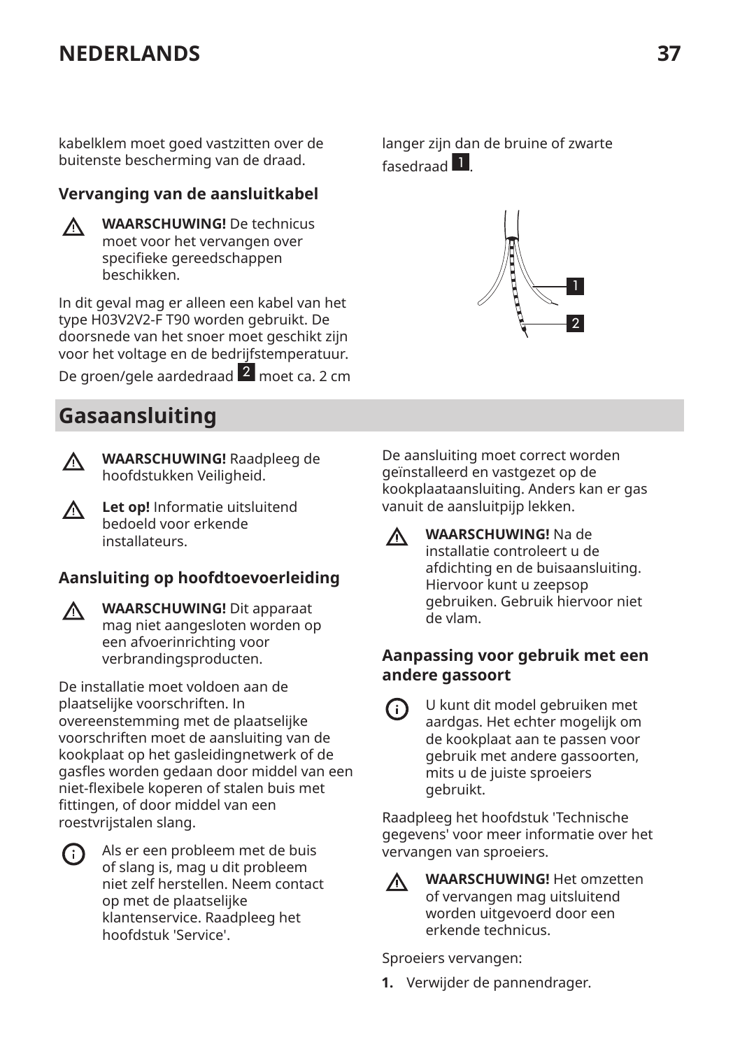kabelklem moet goed vastzitten over de buitenste bescherming van de draad.

### Vervanging van de aansluitkabel

⚠ **WAARSCHUWING!** De technicus moet voor het vervangen over specifieke gereedschappen beschikken.

In dit geval mag er alleen een kabel van het type H03V2V2-F T90 worden gebruikt. De doorsnede van het snoer moet geschikt zijn voor het voltage en de bedrijfstemperatuur. De groen/gele aardedraad 2 moet ca. 2 cm langer zijn dan de bruine of zwarte fasedraad 1.

## Gasaansluiting

⚠ **WAARSCHUWING!** Raadpleeg de hoofdstukken Veiligheid.

⚠ **Let op!** Informatie uitsluitend bedoeld voor erkende installateurs.

### Aansluiting op hoofdtoevoerleiding

⚠ **WAARSCHUWING!** Dit apparaat mag niet aangesloten worden op een afvoerinrichting voor verbrandingsproducten.

De installatie moet voldoen aan de plaatselijke voorschriften. In overeenstemming met de plaatselijke voorschriften moet de aansluiting van de kookplaat op het gasleidingnetwerk of de gasfles worden gedaan door middel van een niet-flexibele koperen of stalen buis met fittingen, of door middel van een roestvrijstalen slang.

ⓘ Als er een probleem met de buis of slang is, mag u dit probleem niet zelf herstellen. Neem contact op met de plaatselijke klantenservice. Raadpleeg het hoofdstuk 'Service'.

De aansluiting moet correct worden geïnstalleerd en vastgezet op de kookplaataansluiting. Anders kan er gas vanuit de aansluitpijp lekken.

⚠ **WAARSCHUWING!** Na de installatie controleert u de afdichting en de buisaansluiting. Hiervoor kunt u zeepsop gebruiken. Gebruik hiervoor niet de vlam.

### Aanpassing voor gebruik met een andere gassoort

ⓘ U kunt dit model gebruiken met aardgas. Het echter mogelijk om de kookplaat aan te passen voor gebruik met andere gassoorten, mits u de juiste sproeiers gebruikt.

Raadpleeg het hoofdstuk 'Technische gegevens' voor meer informatie over het vervangen van sproeiers.

⚠ **WAARSCHUWING!** Het omzetten of vervangen mag uitsluitend worden uitgevoerd door een erkende technicus.

Sproeiers vervangen:

1. Verwijder de pannendrager.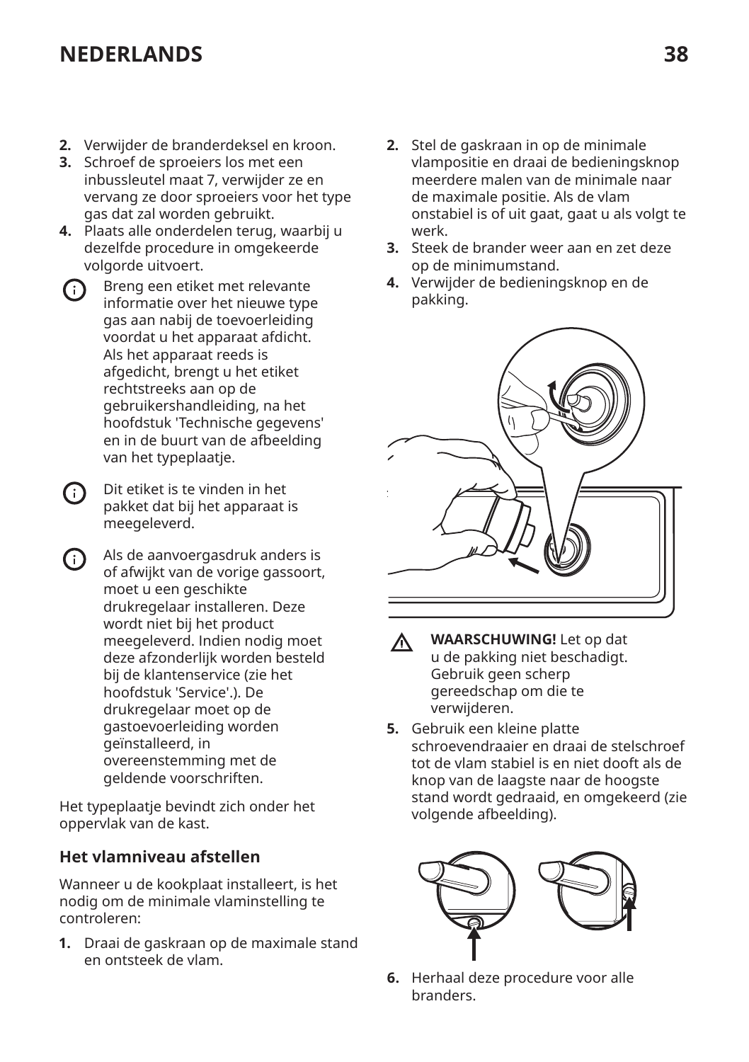2. Verwijder de branderdeksel en kroon.
3. Schroef de sproeiers los met een inbussleutel maat 7, verwijder ze en vervang ze door sproeiers voor het type gas dat zal worden gebruikt.
4. Plaats alle onderdelen terug, waarbij u dezelfde procedure in omgekeerde volgorde uitvoert.

Breng een etiket met relevante informatie over het nieuwe type gas aan nabij de toevoerleiding voordat u het apparaat afdicht. Als het apparaat reeds is afgedicht, brengt u het etiket rechtstreeks aan op de gebruikershandleiding, na het hoofdstuk 'Technische gegevens' en in de buurt van de afbeelding van het typeplaatje.

Dit etiket is te vinden in het pakket dat bij het apparaat is meegeleverd.

Als de aanvoergasdruk anders is of afwijkt van de vorige gassoort, moet u een geschikte drukregelaar installeren. Deze wordt niet bij het product meegeleverd. Indien nodig moet deze afzonderlijk worden besteld bij de klantenservice (zie het hoofdstuk 'Service'.). De drukregelaar moet op de gastoevoerleiding worden geïnstalleerd, in overeenstemming met de geldende voorschriften.

Het typeplaatje bevindt zich onder het oppervlak van de kast.

## Het vlamniveau afstellen

Wanneer u de kookplaat installeert, is het nodig om de minimale vlaminstelling te controleren:

1. Draai de gaskraan op de maximale stand en ontsteek de vlam.
2. Stel de gaskraan in op de minimale vlampositie en draai de bedieningsknop meerdere malen van de minimale naar de maximale positie. Als de vlam onstabiel is of uit gaat, gaat u als volgt te werk.
3. Steek de brander weer aan en zet deze op de minimumstand.
4. Verwijder de bedieningsknop en de pakking.

**WAARSCHUWING!** Let op dat u de pakking niet beschadigt. Gebruik geen scherp gereedschap om die te verwijderen.

5. Gebruik een kleine platte schroevendraaier en draai de stelschroef tot de vlam stabiel is en niet dooft als de knop van de laagste naar de hoogste stand wordt gedraaid, en omgekeerd (zie volgende afbeelding).
6. Herhaal deze procedure voor alle branders.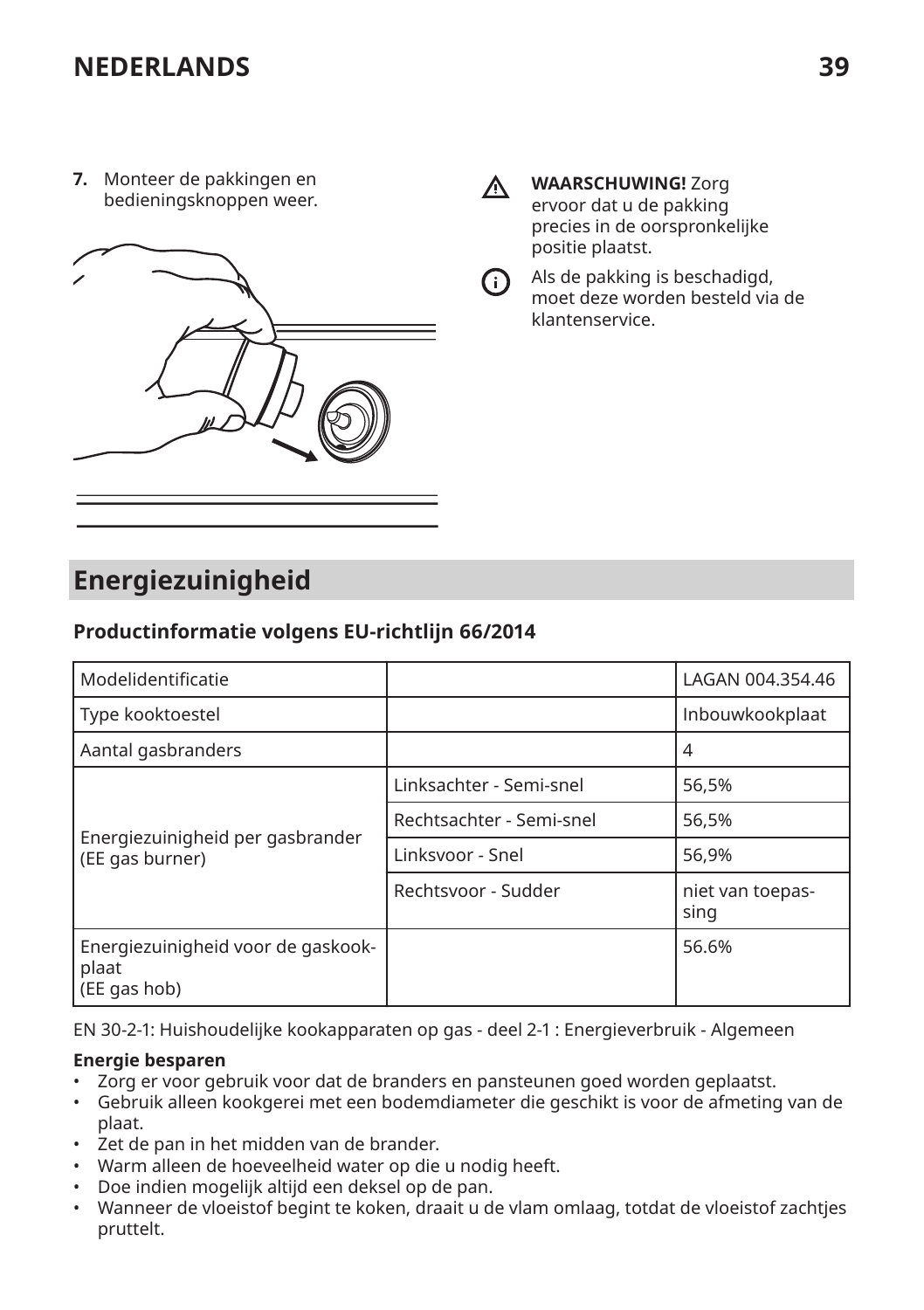7. Monteer de pakkingen en bedieningsknoppen weer.

⚠ **WAARSCHUWING!** Zorg ervoor dat u de pakking precies in de oorspronkelijke positie plaatst.

ⓘ Als de pakking is beschadigd, moet deze worden besteld via de klantenservice.

## Energiezuinigheid

### Productinformatie volgens EU-richtlijn 66/2014

| Modelidentificatie | | LAGAN 004.354.46 |
|---|---|---|
| Type kooktoestel | | Inbouwkookplaat |
| Aantal gasbranders | | 4 |
| Energiezuinigheid per gasbrander (EE gas burner) | Linksachter - Semi-snel | 56,5% |
| | Rechtsachter - Semi-snel | 56,5% |
| | Linksvoor - Snel | 56,9% |
| | Rechtsvoor - Sudder | niet van toepassing |
| Energiezuinigheid voor de gaskookplaat (EE gas hob) | | 56.6% |

EN 30-2-1: Huishoudelijke kookapparaten op gas - deel 2-1 : Energieverbruik - Algemeen

**Energie besparen**

- Zorg er voor gebruik voor dat de branders en pansteunen goed worden geplaatst.
- Gebruik alleen kookgerei met een bodemdiameter die geschikt is voor de afmeting van de plaat.
- Zet de pan in het midden van de brander.
- Warm alleen de hoeveelheid water op die u nodig heeft.
- Doe indien mogelijk altijd een deksel op de pan.
- Wanneer de vloeistof begint te koken, draait u de vlam omlaag, totdat de vloeistof zachtjes pruttelt.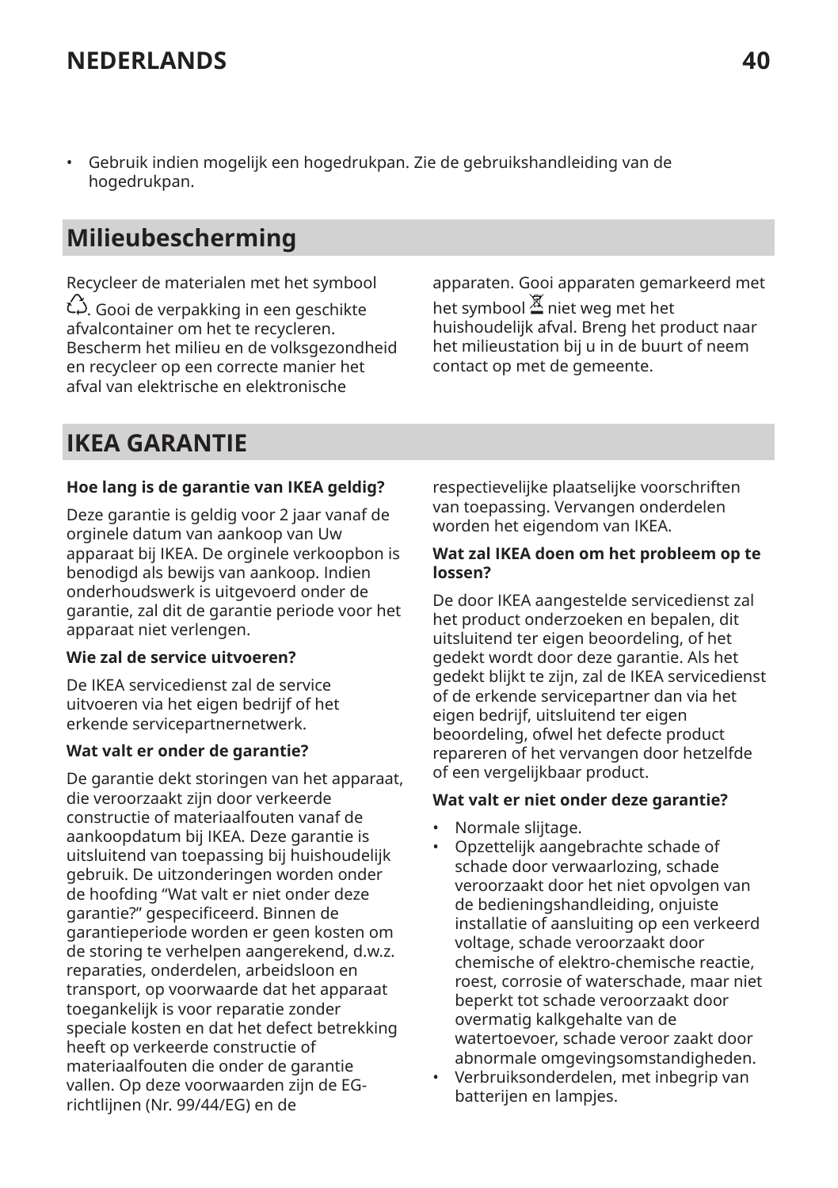- Gebruik indien mogelijk een hogedrukpan. Zie de gebruikshandleiding van de hogedrukpan.

## Milieubescherming

Recycleer de materialen met het symbool ♲. Gooi de verpakking in een geschikte afvalcontainer om het te recycleren. Bescherm het milieu en de volksgezondheid en recycleer op een correcte manier het afval van elektrische en elektronische apparaten. Gooi apparaten gemarkeerd met het symbool niet weg met het huishoudelijk afval. Breng het product naar het milieustation bij u in de buurt of neem contact op met de gemeente.

## IKEA GARANTIE

**Hoe lang is de garantie van IKEA geldig?**

Deze garantie is geldig voor 2 jaar vanaf de orginele datum van aankoop van Uw apparaat bij IKEA. De orginele verkoopbon is benodigd als bewijs van aankoop. Indien onderhoudswerk is uitgevoerd onder de garantie, zal dit de garantie periode voor het apparaat niet verlengen.

**Wie zal de service uitvoeren?**

De IKEA servicedienst zal de service uitvoeren via het eigen bedrijf of het erkende servicepartnernetwerk.

**Wat valt er onder de garantie?**

De garantie dekt storingen van het apparaat, die veroorzaakt zijn door verkeerde constructie of materiaalfouten vanaf de aankoopdatum bij IKEA. Deze garantie is uitsluitend van toepassing bij huishoudelijk gebruik. De uitzonderingen worden onder de hoofding “Wat valt er niet onder deze garantie?” gespecificeerd. Binnen de garantieperiode worden er geen kosten om de storing te verhelpen aangerekend, d.w.z. reparaties, onderdelen, arbeidsloon en transport, op voorwaarde dat het apparaat toegankelijk is voor reparatie zonder speciale kosten en dat het defect betrekking heeft op verkeerde constructie of materiaalfouten die onder de garantie vallen. Op deze voorwaarden zijn de EG-richtlijnen (Nr. 99/44/EG) en de respectievelijke plaatselijke voorschriften van toepassing. Vervangen onderdelen worden het eigendom van IKEA.

**Wat zal IKEA doen om het probleem op te lossen?**

De door IKEA aangestelde servicedienst zal het product onderzoeken en bepalen, dit uitsluitend ter eigen beoordeling, of het gedekt wordt door deze garantie. Als het gedekt blijkt te zijn, zal de IKEA servicedienst of de erkende servicepartner dan via het eigen bedrijf, uitsluitend ter eigen beoordeling, ofwel het defecte product repareren of het vervangen door hetzelfde of een vergelijkbaar product.

**Wat valt er niet onder deze garantie?**

- Normale slijtage.
- Opzettelijk aangebrachte schade of schade door verwaarlozing, schade veroorzaakt door het niet opvolgen van de bedieningshandleiding, onjuiste installatie of aansluiting op een verkeerd voltage, schade veroorzaakt door chemische of elektro-chemische reactie, roest, corrosie of waterschade, maar niet beperkt tot schade veroorzaakt door overmatig kalkgehalte van de watertoevoer, schade veroor zaakt door abnormale omgevingsomstandigheden.
- Verbruiksonderdelen, met inbegrip van batterijen en lampjes.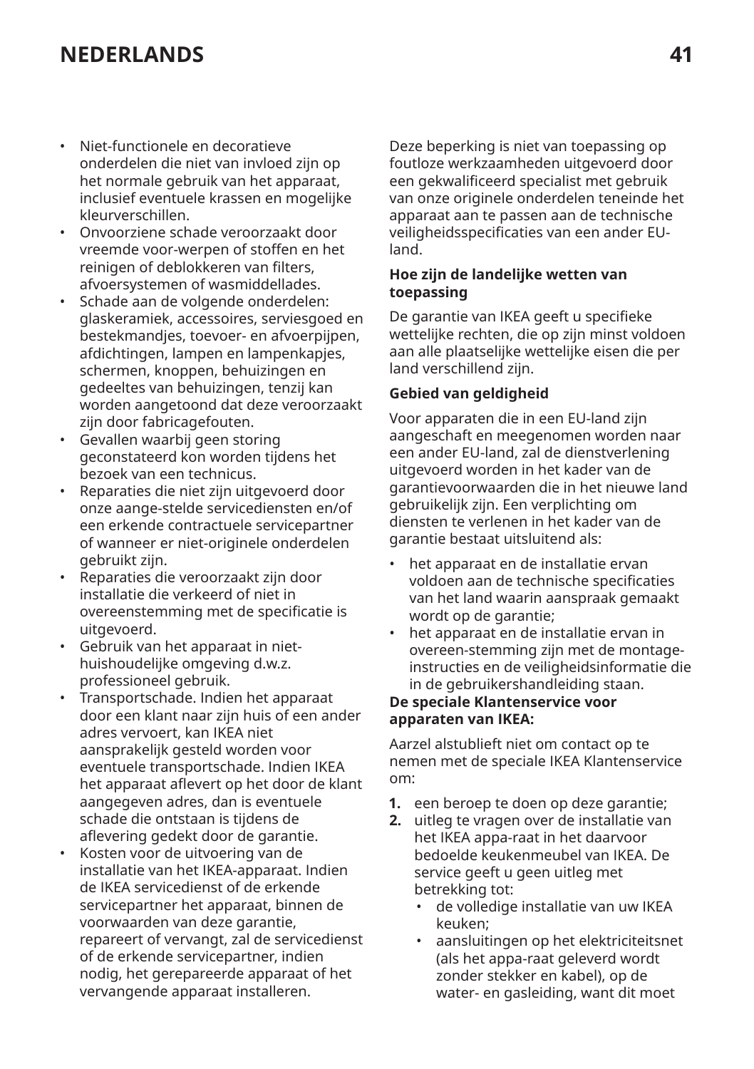- Niet-functionele en decoratieve onderdelen die niet van invloed zijn op het normale gebruik van het apparaat, inclusief eventuele krassen en mogelijke kleurverschillen.
- Onvoorziene schade veroorzaakt door vreemde voor-werpen of stoffen en het reinigen of deblokkeren van filters, afvoersystemen of wasmiddellades.
- Schade aan de volgende onderdelen: glaskeramiek, accessoires, serviesgoed en bestekmandjes, toevoer- en afvoerpijpen, afdichtingen, lampen en lampenkapjes, schermen, knoppen, behuizingen en gedeeltes van behuizingen, tenzij kan worden aangetoond dat deze veroorzaakt zijn door fabricagefouten.
- Gevallen waarbij geen storing geconstateerd kon worden tijdens het bezoek van een technicus.
- Reparaties die niet zijn uitgevoerd door onze aange-stelde servicediensten en/of een erkende contractuele servicepartner of wanneer er niet-originele onderdelen gebruikt zijn.
- Reparaties die veroorzaakt zijn door installatie die verkeerd of niet in overeenstemming met de specificatie is uitgevoerd.
- Gebruik van het apparaat in niet-huishoudelijke omgeving d.w.z. professioneel gebruik.
- Transportschade. Indien het apparaat door een klant naar zijn huis of een ander adres vervoert, kan IKEA niet aansprakelijk gesteld worden voor eventuele transportschade. Indien IKEA het apparaat aflevert op het door de klant aangegeven adres, dan is eventuele schade die ontstaan is tijdens de aflevering gedekt door de garantie.
- Kosten voor de uitvoering van de installatie van het IKEA-apparaat. Indien de IKEA servicedienst of de erkende servicepartner het apparaat, binnen de voorwaarden van deze garantie, repareert of vervangt, zal de servicedienst of de erkende servicepartner, indien nodig, het gerepareerde apparaat of het vervangende apparaat installeren.

Deze beperking is niet van toepassing op foutloze werkzaamheden uitgevoerd door een gekwalificeerd specialist met gebruik van onze originele onderdelen teneinde het apparaat aan te passen aan de technische veiligheidsspecificaties van een ander EU-land.

**Hoe zijn de landelijke wetten van toepassing**

De garantie van IKEA geeft u specifieke wettelijke rechten, die op zijn minst voldoen aan alle plaatselijke wettelijke eisen die per land verschillend zijn.

**Gebied van geldigheid**

Voor apparaten die in een EU-land zijn aangeschaft en meegenomen worden naar een ander EU-land, zal de dienstverlening uitgevoerd worden in het kader van de garantievoorwaarden die in het nieuwe land gebruikelijk zijn. Een verplichting om diensten te verlenen in het kader van de garantie bestaat uitsluitend als:

- het apparaat en de installatie ervan voldoen aan de technische specificaties van het land waarin aanspraak gemaakt wordt op de garantie;
- het apparaat en de installatie ervan in overeen-stemming zijn met de montage-instructies en de veiligheidsinformatie die in de gebruikershandleiding staan.

**De speciale Klantenservice voor apparaten van IKEA:**

Aarzel alstublieft niet om contact op te nemen met de speciale IKEA Klantenservice om:

1. een beroep te doen op deze garantie;
2. uitleg te vragen over de installatie van het IKEA appa-raat in het daarvoor bedoelde keukenmeubel van IKEA. De service geeft u geen uitleg met betrekking tot:
   - de volledige installatie van uw IKEA keuken;
   - aansluitingen op het elektriciteitsnet (als het appa-raat geleverd wordt zonder stekker en kabel), op de water- en gasleiding, want dit moet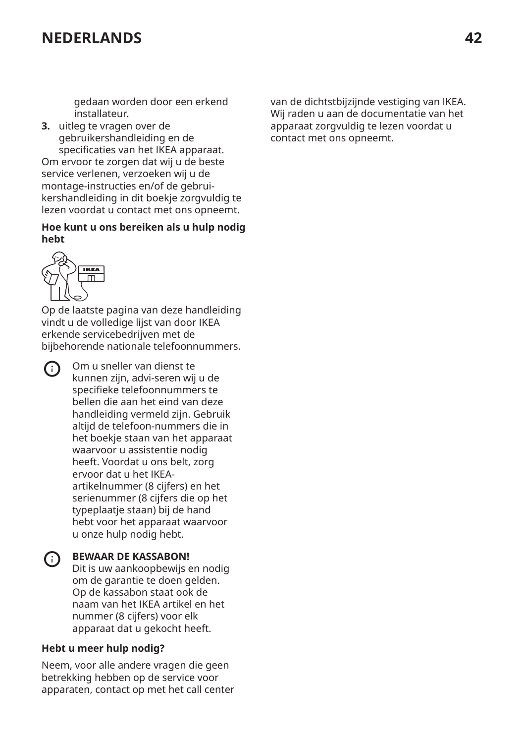gedaan worden door een erkend installateur.

3. uitleg te vragen over de gebruikershandleiding en de specificaties van het IKEA apparaat.

Om ervoor te zorgen dat wij u de beste service verlenen, verzoeken wij u de montage-instructies en/of de gebruikershandleiding in dit boekje zorgvuldig te lezen voordat u contact met ons opneemt.

**Hoe kunt u ons bereiken als u hulp nodig hebt**

Op de laatste pagina van deze handleiding vindt u de volledige lijst van door IKEA erkende servicebedrijven met de bijbehorende nationale telefoonnummers.

Om u sneller van dienst te kunnen zijn, advi-seren wij u de specifieke telefoonnummers te bellen die aan het eind van deze handleiding vermeld zijn. Gebruik altijd de telefoon-nummers die in het boekje staan van het apparaat waarvoor u assistentie nodig heeft. Voordat u ons belt, zorg ervoor dat u het IKEA-artikelnummer (8 cijfers) en het serienummer (8 cijfers die op het typeplaatje staan) bij de hand hebt voor het apparaat waarvoor u onze hulp nodig hebt.

**BEWAAR DE KASSABON!**
Dit is uw aankoopbewijs en nodig om de garantie te doen gelden. Op de kassabon staat ook de naam van het IKEA artikel en het nummer (8 cijfers) voor elk apparaat dat u gekocht heeft.

**Hebt u meer hulp nodig?**

Neem, voor alle andere vragen die geen betrekking hebben op de service voor apparaten, contact op met het call center van de dichtstbijzijnde vestiging van IKEA. Wij raden u aan de documentatie van het apparaat zorgvuldig te lezen voordat u contact met ons opneemt.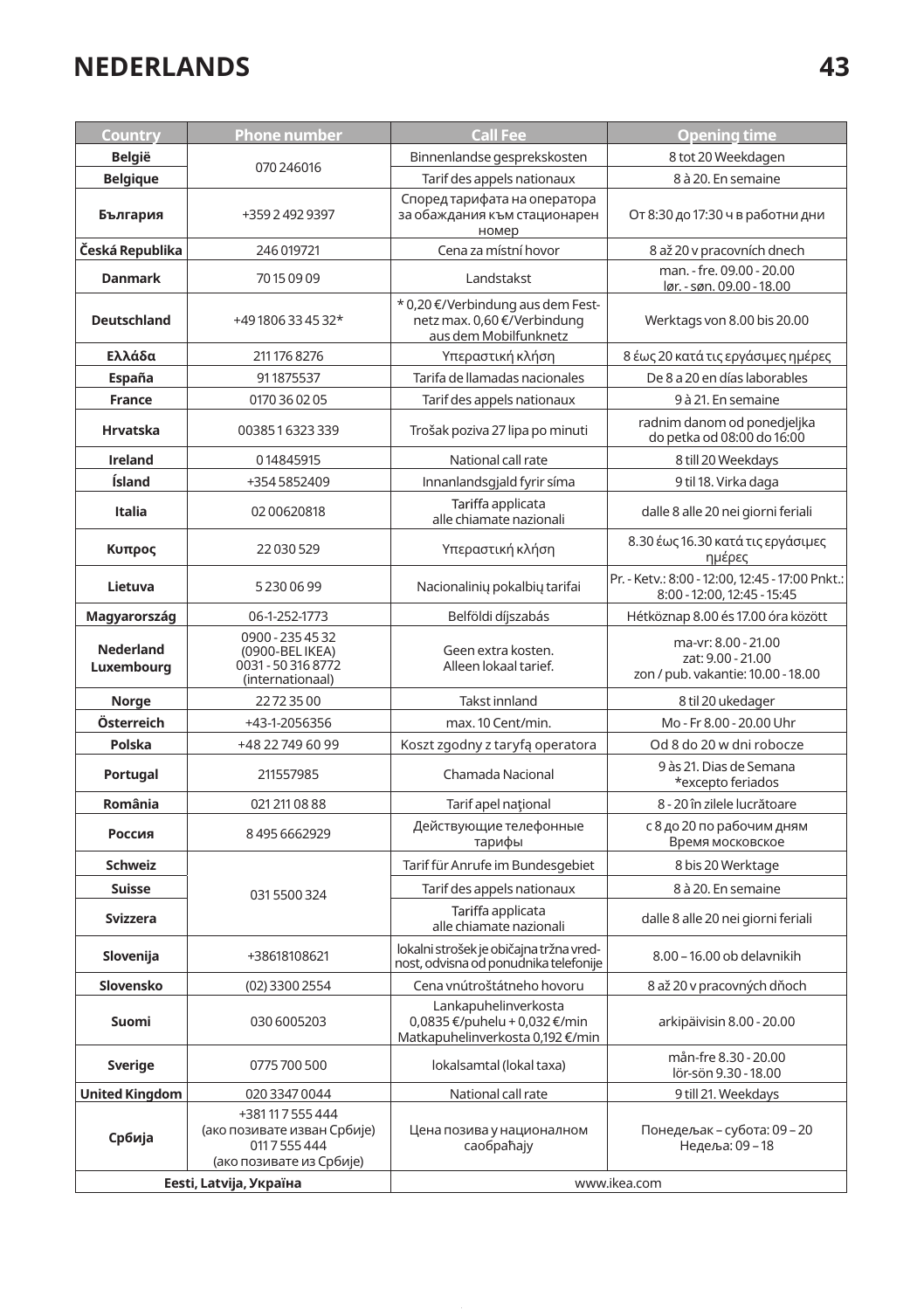## NEDERLANDS

| Country | Phone number | Call Fee | Opening time |
|---|---|---|---|
| **België** | 070 246016 | Binnenlandse gesprekskosten | 8 tot 20 Weekdagen |
| **Belgique** | | Tarif des appels nationaux | 8 à 20. En semaine |
| **България** | +359 2 492 9397 | Според тарифата на оператора за обаждания към стационарен номер | От 8:30 до 17:30 ч в работни дни |
| **Česká Republika** | 246 019721 | Cena za místní hovor | 8 až 20 v pracovních dnech |
| **Danmark** | 70 15 09 09 | Landstakst | man. - fre. 09.00 - 20.00 lør. - søn. 09.00 - 18.00 |
| **Deutschland** | +49 1806 33 45 32* | * 0,20 €/Verbindung aus dem Festnetz max. 0,60 €/Verbindung aus dem Mobilfunknetz | Werktags von 8.00 bis 20.00 |
| **Ελλάδα** | 211 176 8276 | Υπεραστική κλήση | 8 έως 20 κατά τις εργάσιμες ημέρες |
| **España** | 91 1875537 | Tarifa de llamadas nacionales | De 8 a 20 en días laborables |
| **France** | 0170 36 02 05 | Tarif des appels nationaux | 9 à 21. En semaine |
| **Hrvatska** | 00385 1 6323 339 | Trošak poziva 27 lipa po minuti | radnim danom od ponedjeljka do petka od 08:00 do 16:00 |
| **Ireland** | 0 14845915 | National call rate | 8 till 20 Weekdays |
| **Ísland** | +354 5852409 | Innanlandsgjald fyrir síma | 9 til 18. Virka daga |
| **Italia** | 02 00620818 | Tariffa applicata alle chiamate nazionali | dalle 8 alle 20 nei giorni feriali |
| **Κυπρος** | 22 030 529 | Υπεραστική κλήση | 8.30 έως 16.30 κατά τις εργάσιμες ημέρες |
| **Lietuva** | 5 230 06 99 | Nacionalinių pokalbių tarifai | Pr. - Ketv.: 8:00 - 12:00, 12:45 - 17:00 Pnkt.: 8:00 - 12:00, 12:45 - 15:45 |
| **Magyarország** | 06-1-252-1773 | Belföldi díjszabás | Hétköznap 8.00 és 17.00 óra között |
| **Nederland Luxembourg** | 0900 - 235 45 32 (0900-BEL IKEA) 0031 - 50 316 8772 (internationaal) | Geen extra kosten. Alleen lokaal tarief. | ma-vr: 8.00 - 21.00 zat: 9.00 - 21.00 zon / pub. vakantie: 10.00 - 18.00 |
| **Norge** | 22 72 35 00 | Takst innland | 8 til 20 ukedager |
| **Österreich** | +43-1-2056356 | max. 10 Cent/min. | Mo - Fr 8.00 - 20.00 Uhr |
| **Polska** | +48 22 749 60 99 | Koszt zgodny z taryfą operatora | Od 8 do 20 w dni robocze |
| **Portugal** | 211557985 | Chamada Nacional | 9 às 21. Dias de Semana *excepto feriados |
| **România** | 021 211 08 88 | Tarif apel naţional | 8 - 20 în zilele lucrătoare |
| **Россия** | 8 495 6662929 | Действующие телефонные тарифы | с 8 до 20 по рабочим дням Время московское |
| **Schweiz** | 031 5500 324 | Tarif für Anrufe im Bundesgebiet | 8 bis 20 Werktage |
| **Suisse** | | Tarif des appels nationaux | 8 à 20. En semaine |
| **Svizzera** | | Tariffa applicata alle chiamate nazionali | dalle 8 alle 20 nei giorni feriali |
| **Slovenija** | +38618108621 | lokalni strošek je običajna tržna vrednost, odvisna od ponudnika telefonije | 8.00 – 16.00 ob delavnikih |
| **Slovensko** | (02) 3300 2554 | Cena vnútroštátneho hovoru | 8 až 20 v pracovných dňoch |
| **Suomi** | 030 6005203 | Lankapuhelinverkosta 0,0835 €/puhelu + 0,032 €/min Matkapuhelinverkosta 0,192 €/min | arkipäivisin 8.00 - 20.00 |
| **Sverige** | 0775 700 500 | lokalsamtal (lokal taxa) | mån-fre 8.30 - 20.00 lör-sön 9.30 - 18.00 |
| **United Kingdom** | 020 3347 0044 | National call rate | 9 till 21. Weekdays |
| **Србија** | +381 11 7 555 444 (ако позивате изван Србије) 011 7 555 444 (ако позивате из Србије) | Цена позива у националном саобраћају | Понедељак – субота: 09 – 20 Недеља: 09 – 18 |
| **Eesti, Latvija, Україна** | | www.ikea.com | |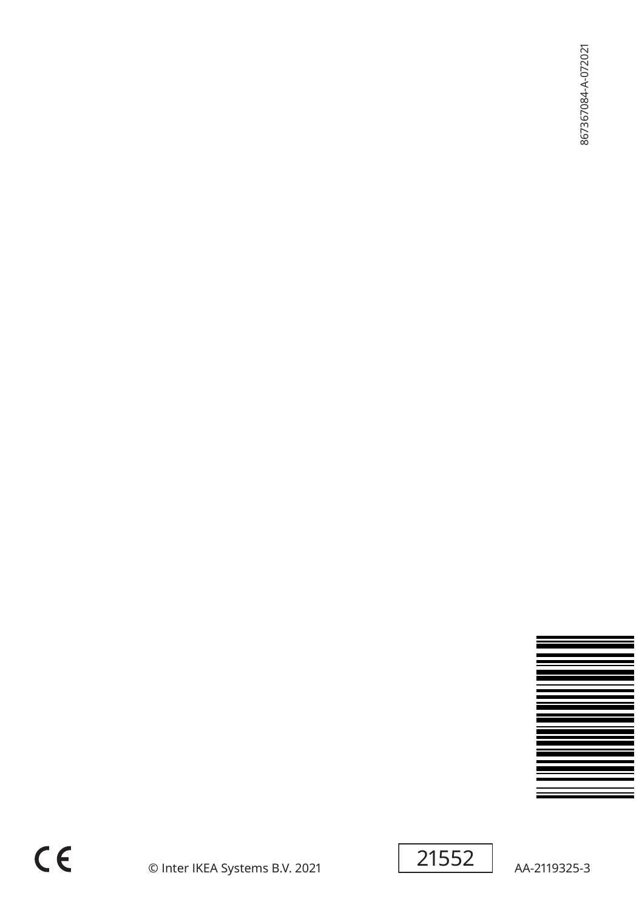867367084-A-072021

CE

© Inter IKEA Systems B.V. 2021

21552

AA-2119325-3